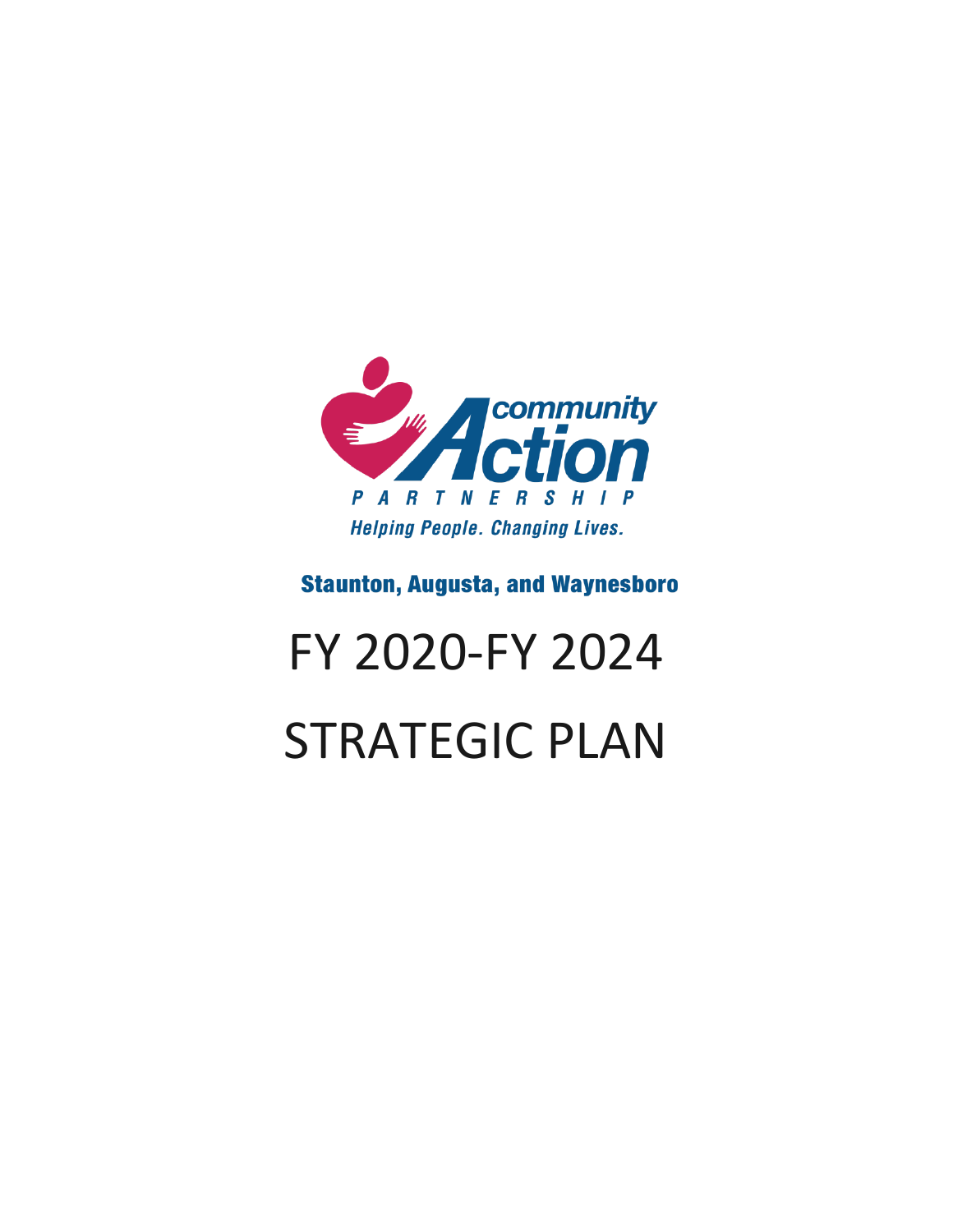community Action

PARTNERSHIP

*Helping People. Changing Lives.*

**Staunton, Augusta, and Waynesboro**

# FY 2020-FY 2024

# STRATEGIC PLAN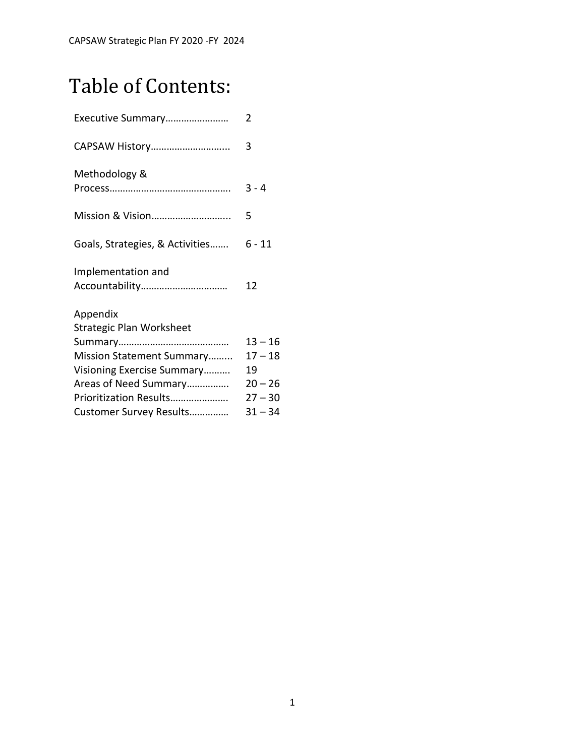# Table of Contents:

| | |
|---|---|
| Executive Summary…………………… | 2 |
| CAPSAW History……………………….. | 3 |
| Methodology & Process………………………………………. | 3 - 4 |
| Mission & Vision……………………….. | 5 |
| Goals, Strategies, & Activities……. | 6 - 11 |
| Implementation and Accountability…………………………… | 12 |
| Appendix | |
| Strategic Plan Worksheet Summary…………………………………… | 13 – 16 |
| Mission Statement Summary…….. | 17 – 18 |
| Visioning Exercise Summary………. | 19 |
| Areas of Need Summary……………. | 20 – 26 |
| Prioritization Results…………………. | 27 – 30 |
| Customer Survey Results…………… | 31 – 34 |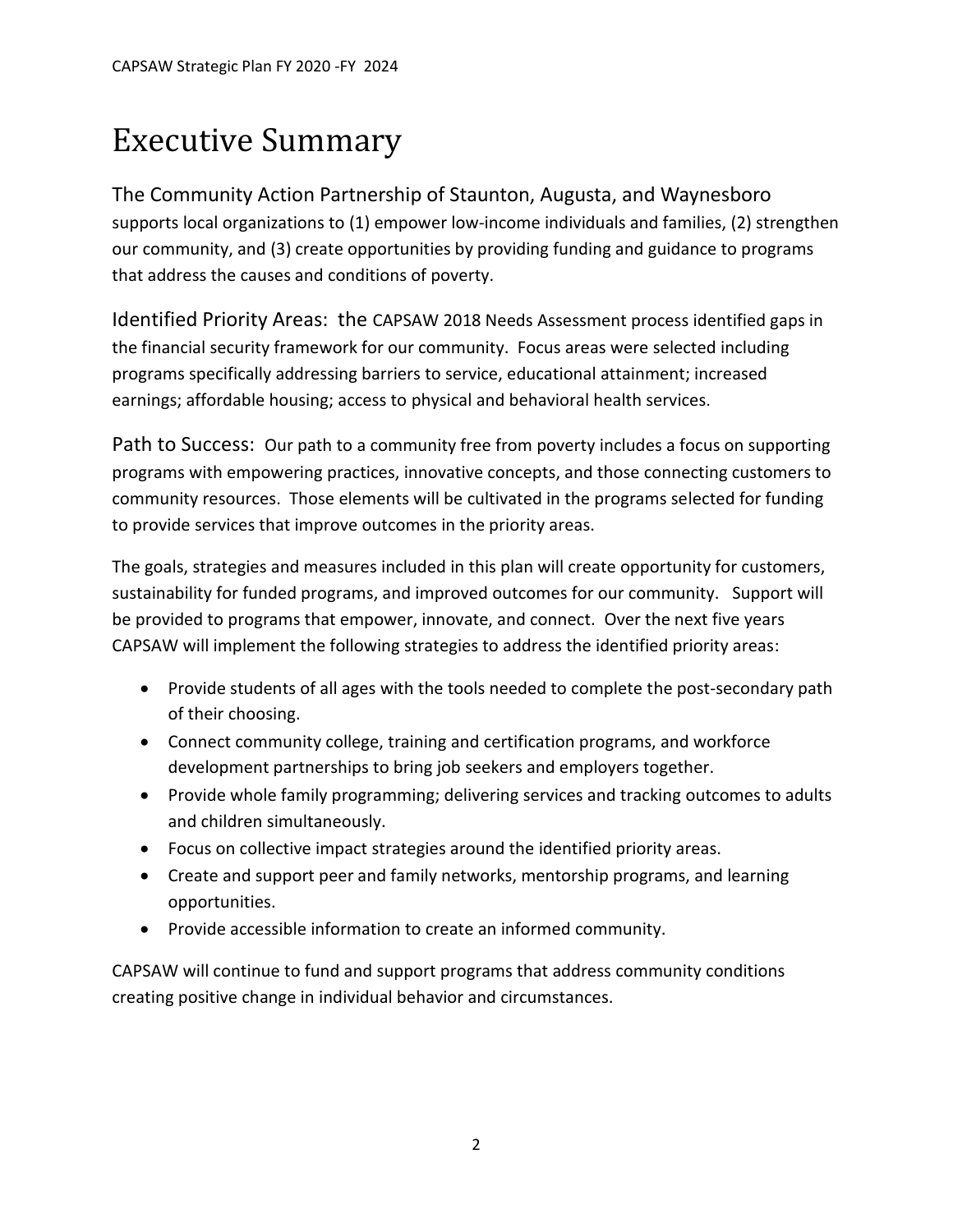# Executive Summary

The Community Action Partnership of Staunton, Augusta, and Waynesboro supports local organizations to (1) empower low-income individuals and families, (2) strengthen our community, and (3) create opportunities by providing funding and guidance to programs that address the causes and conditions of poverty.

Identified Priority Areas: the CAPSAW 2018 Needs Assessment process identified gaps in the financial security framework for our community. Focus areas were selected including programs specifically addressing barriers to service, educational attainment; increased earnings; affordable housing; access to physical and behavioral health services.

Path to Success: Our path to a community free from poverty includes a focus on supporting programs with empowering practices, innovative concepts, and those connecting customers to community resources. Those elements will be cultivated in the programs selected for funding to provide services that improve outcomes in the priority areas.

The goals, strategies and measures included in this plan will create opportunity for customers, sustainability for funded programs, and improved outcomes for our community. Support will be provided to programs that empower, innovate, and connect. Over the next five years CAPSAW will implement the following strategies to address the identified priority areas:

- Provide students of all ages with the tools needed to complete the post-secondary path of their choosing.
- Connect community college, training and certification programs, and workforce development partnerships to bring job seekers and employers together.
- Provide whole family programming; delivering services and tracking outcomes to adults and children simultaneously.
- Focus on collective impact strategies around the identified priority areas.
- Create and support peer and family networks, mentorship programs, and learning opportunities.
- Provide accessible information to create an informed community.

CAPSAW will continue to fund and support programs that address community conditions creating positive change in individual behavior and circumstances.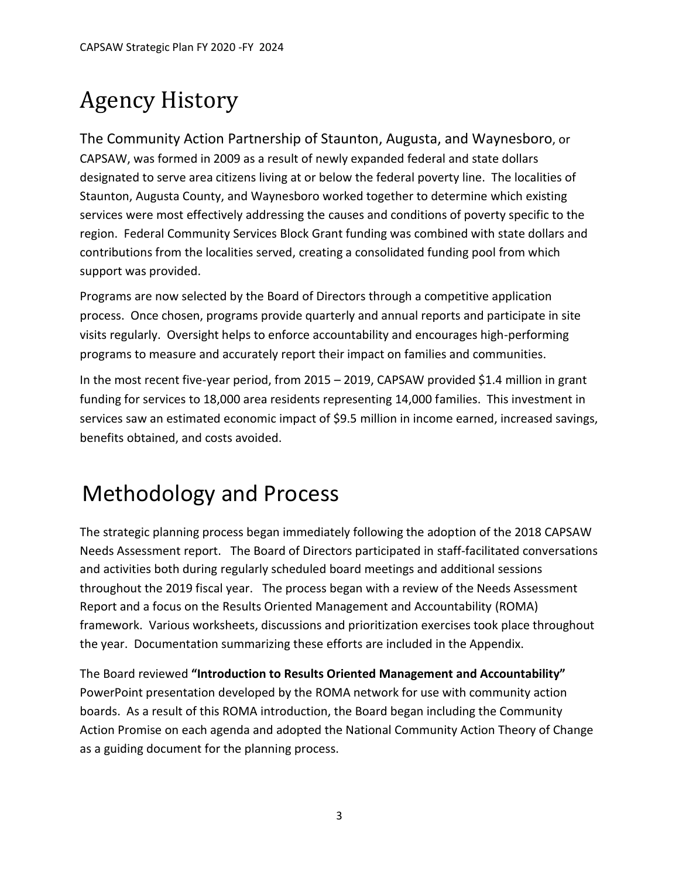# Agency History

The Community Action Partnership of Staunton, Augusta, and Waynesboro, or CAPSAW, was formed in 2009 as a result of newly expanded federal and state dollars designated to serve area citizens living at or below the federal poverty line. The localities of Staunton, Augusta County, and Waynesboro worked together to determine which existing services were most effectively addressing the causes and conditions of poverty specific to the region. Federal Community Services Block Grant funding was combined with state dollars and contributions from the localities served, creating a consolidated funding pool from which support was provided.

Programs are now selected by the Board of Directors through a competitive application process. Once chosen, programs provide quarterly and annual reports and participate in site visits regularly. Oversight helps to enforce accountability and encourages high-performing programs to measure and accurately report their impact on families and communities.

In the most recent five-year period, from 2015 – 2019, CAPSAW provided $1.4 million in grant funding for services to 18,000 area residents representing 14,000 families. This investment in services saw an estimated economic impact of $9.5 million in income earned, increased savings, benefits obtained, and costs avoided.

# Methodology and Process

The strategic planning process began immediately following the adoption of the 2018 CAPSAW Needs Assessment report. The Board of Directors participated in staff-facilitated conversations and activities both during regularly scheduled board meetings and additional sessions throughout the 2019 fiscal year. The process began with a review of the Needs Assessment Report and a focus on the Results Oriented Management and Accountability (ROMA) framework. Various worksheets, discussions and prioritization exercises took place throughout the year. Documentation summarizing these efforts are included in the Appendix.

The Board reviewed **"Introduction to Results Oriented Management and Accountability"** PowerPoint presentation developed by the ROMA network for use with community action boards. As a result of this ROMA introduction, the Board began including the Community Action Promise on each agenda and adopted the National Community Action Theory of Change as a guiding document for the planning process.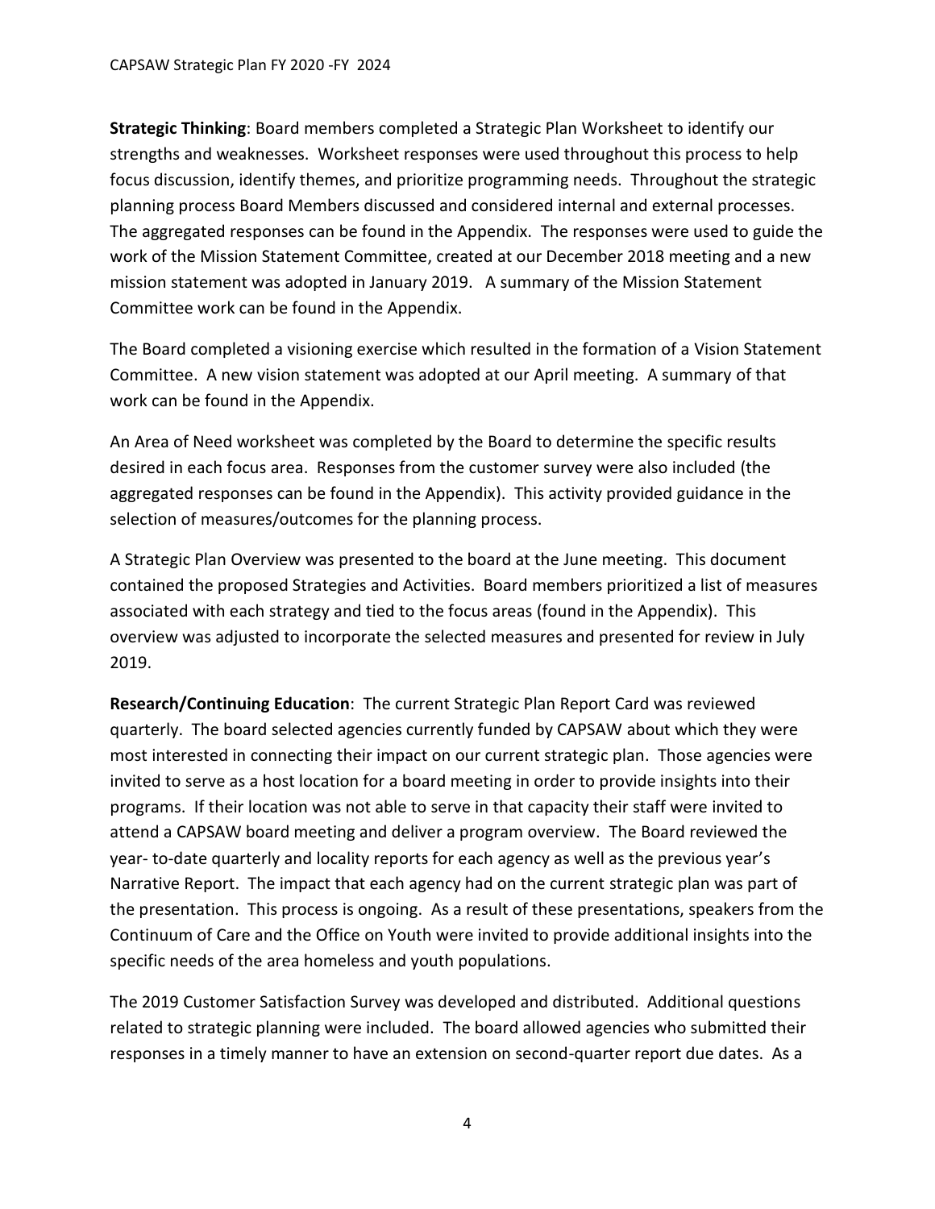**Strategic Thinking**: Board members completed a Strategic Plan Worksheet to identify our strengths and weaknesses. Worksheet responses were used throughout this process to help focus discussion, identify themes, and prioritize programming needs. Throughout the strategic planning process Board Members discussed and considered internal and external processes. The aggregated responses can be found in the Appendix. The responses were used to guide the work of the Mission Statement Committee, created at our December 2018 meeting and a new mission statement was adopted in January 2019. A summary of the Mission Statement Committee work can be found in the Appendix.

The Board completed a visioning exercise which resulted in the formation of a Vision Statement Committee. A new vision statement was adopted at our April meeting. A summary of that work can be found in the Appendix.

An Area of Need worksheet was completed by the Board to determine the specific results desired in each focus area. Responses from the customer survey were also included (the aggregated responses can be found in the Appendix). This activity provided guidance in the selection of measures/outcomes for the planning process.

A Strategic Plan Overview was presented to the board at the June meeting. This document contained the proposed Strategies and Activities. Board members prioritized a list of measures associated with each strategy and tied to the focus areas (found in the Appendix). This overview was adjusted to incorporate the selected measures and presented for review in July 2019.

**Research/Continuing Education**: The current Strategic Plan Report Card was reviewed quarterly. The board selected agencies currently funded by CAPSAW about which they were most interested in connecting their impact on our current strategic plan. Those agencies were invited to serve as a host location for a board meeting in order to provide insights into their programs. If their location was not able to serve in that capacity their staff were invited to attend a CAPSAW board meeting and deliver a program overview. The Board reviewed the year- to-date quarterly and locality reports for each agency as well as the previous year's Narrative Report. The impact that each agency had on the current strategic plan was part of the presentation. This process is ongoing. As a result of these presentations, speakers from the Continuum of Care and the Office on Youth were invited to provide additional insights into the specific needs of the area homeless and youth populations.

The 2019 Customer Satisfaction Survey was developed and distributed. Additional questions related to strategic planning were included. The board allowed agencies who submitted their responses in a timely manner to have an extension on second-quarter report due dates. As a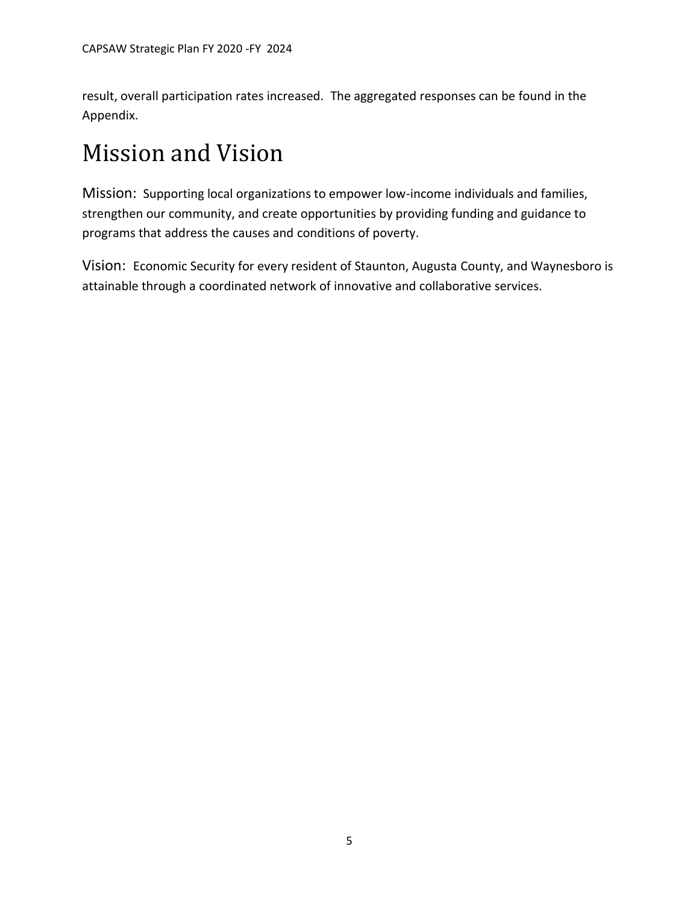result, overall participation rates increased. The aggregated responses can be found in the Appendix.

# Mission and Vision

Mission: Supporting local organizations to empower low-income individuals and families, strengthen our community, and create opportunities by providing funding and guidance to programs that address the causes and conditions of poverty.

Vision: Economic Security for every resident of Staunton, Augusta County, and Waynesboro is attainable through a coordinated network of innovative and collaborative services.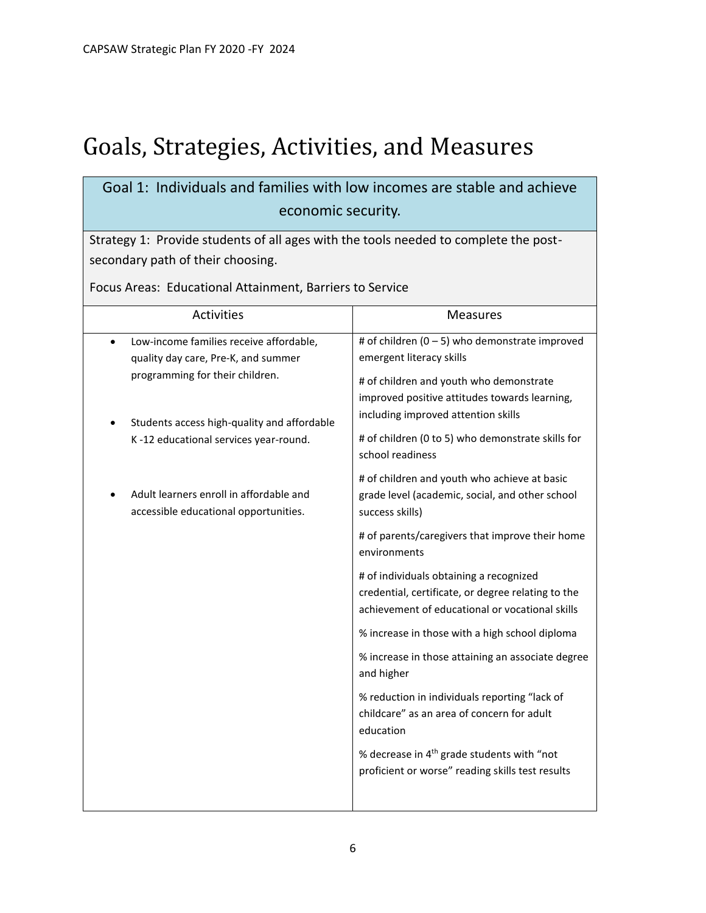# Goals, Strategies, Activities, and Measures

## Goal 1: Individuals and families with low incomes are stable and achieve economic security.

Strategy 1: Provide students of all ages with the tools needed to complete the post-secondary path of their choosing.

Focus Areas: Educational Attainment, Barriers to Service

| Activities | Measures |
|---|---|
| • Low-income families receive affordable, quality day care, Pre-K, and summer programming for their children.<br><br>• Students access high-quality and affordable K -12 educational services year-round.<br><br>• Adult learners enroll in affordable and accessible educational opportunities. | # of children (0 – 5) who demonstrate improved emergent literacy skills<br><br># of children and youth who demonstrate improved positive attitudes towards learning, including improved attention skills<br><br># of children (0 to 5) who demonstrate skills for school readiness<br><br># of children and youth who achieve at basic grade level (academic, social, and other school success skills)<br><br># of parents/caregivers that improve their home environments<br><br># of individuals obtaining a recognized credential, certificate, or degree relating to the achievement of educational or vocational skills<br><br>% increase in those with a high school diploma<br><br>% increase in those attaining an associate degree and higher<br><br>% reduction in individuals reporting "lack of childcare" as an area of concern for adult education<br><br>% decrease in 4th grade students with "not proficient or worse" reading skills test results |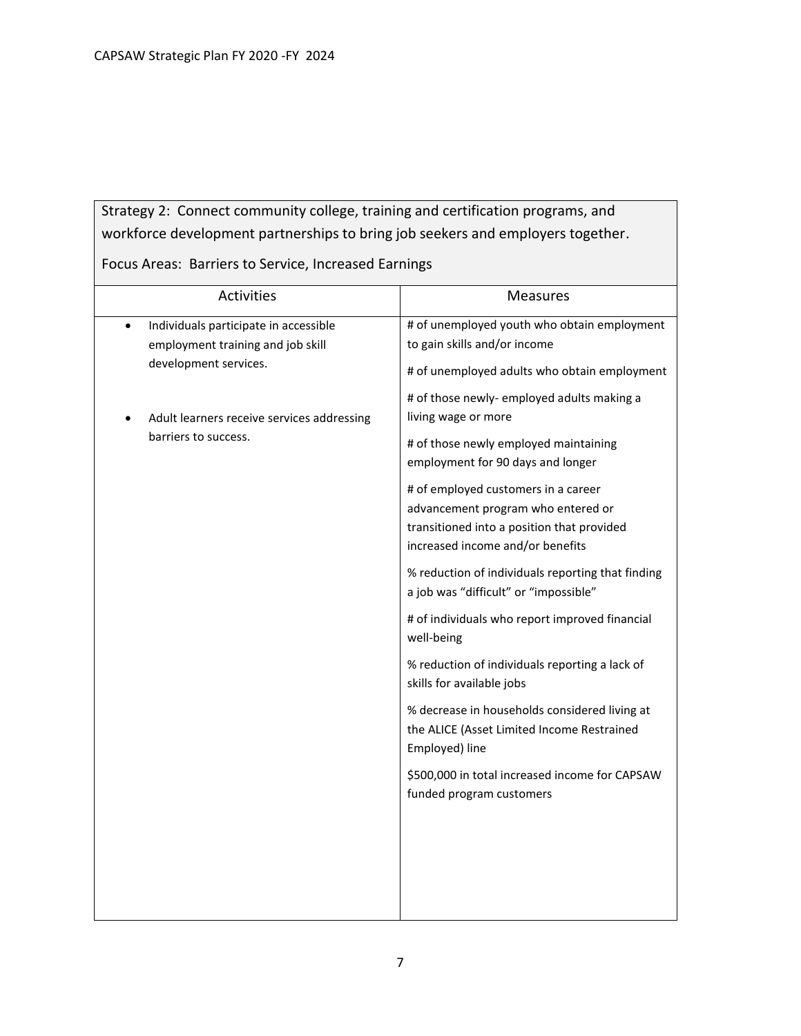Strategy 2: Connect community college, training and certification programs, and workforce development partnerships to bring job seekers and employers together.

Focus Areas: Barriers to Service, Increased Earnings

| Activities | Measures |
| --- | --- |
| • Individuals participate in accessible employment training and job skill development services.<br><br>• Adult learners receive services addressing barriers to success. | # of unemployed youth who obtain employment to gain skills and/or income<br><br># of unemployed adults who obtain employment<br><br># of those newly- employed adults making a living wage or more<br><br># of those newly employed maintaining employment for 90 days and longer<br><br># of employed customers in a career advancement program who entered or transitioned into a position that provided increased income and/or benefits<br><br>% reduction of individuals reporting that finding a job was "difficult" or "impossible"<br><br># of individuals who report improved financial well-being<br><br>% reduction of individuals reporting a lack of skills for available jobs<br><br>% decrease in households considered living at the ALICE (Asset Limited Income Restrained Employed) line<br><br>$500,000 in total increased income for CAPSAW funded program customers |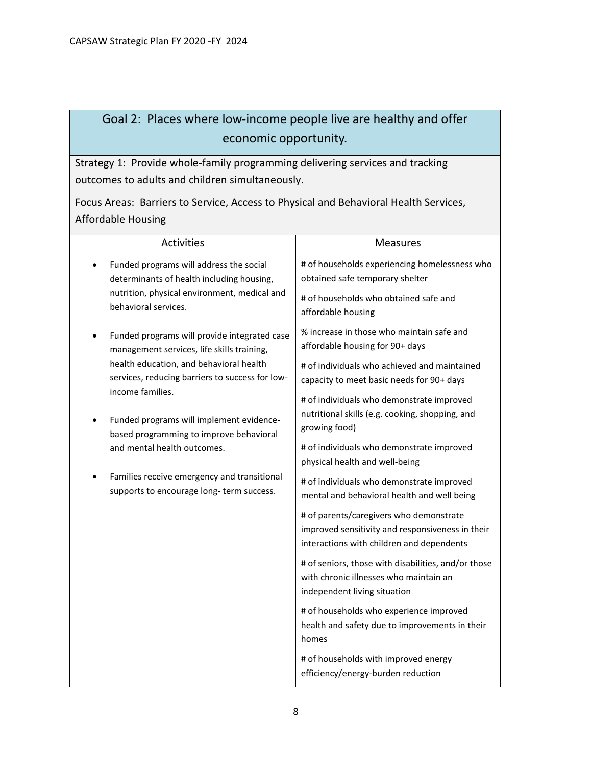## Goal 2: Places where low-income people live are healthy and offer economic opportunity.

Strategy 1: Provide whole-family programming delivering services and tracking outcomes to adults and children simultaneously.

Focus Areas: Barriers to Service, Access to Physical and Behavioral Health Services, Affordable Housing

| Activities | Measures |
|---|---|
| • Funded programs will address the social determinants of health including housing, nutrition, physical environment, medical and behavioral services.<br><br>• Funded programs will provide integrated case management services, life skills training, health education, and behavioral health services, reducing barriers to success for low-income families.<br><br>• Funded programs will implement evidence-based programming to improve behavioral and mental health outcomes.<br><br>• Families receive emergency and transitional supports to encourage long- term success. | # of households experiencing homelessness who obtained safe temporary shelter<br><br># of households who obtained safe and affordable housing<br><br>% increase in those who maintain safe and affordable housing for 90+ days<br><br># of individuals who achieved and maintained capacity to meet basic needs for 90+ days<br><br># of individuals who demonstrate improved nutritional skills (e.g. cooking, shopping, and growing food)<br><br># of individuals who demonstrate improved physical health and well-being<br><br># of individuals who demonstrate improved mental and behavioral health and well being<br><br># of parents/caregivers who demonstrate improved sensitivity and responsiveness in their interactions with children and dependents<br><br># of seniors, those with disabilities, and/or those with chronic illnesses who maintain an independent living situation<br><br># of households who experience improved health and safety due to improvements in their homes<br><br># of households with improved energy efficiency/energy-burden reduction |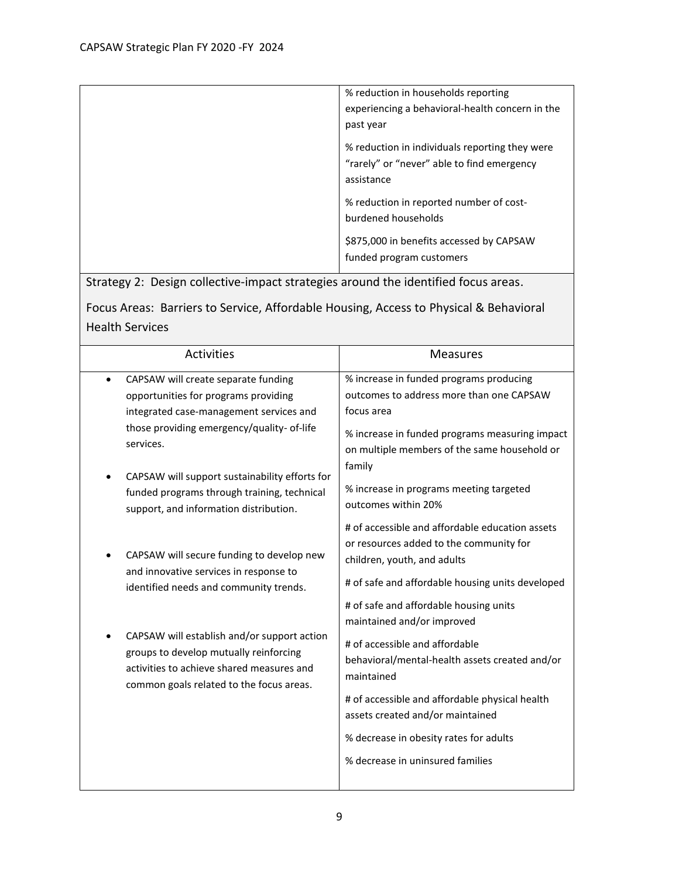| | |
|---|---|
| | % reduction in households reporting experiencing a behavioral-health concern in the past year<br><br>% reduction in individuals reporting they were "rarely" or "never" able to find emergency assistance<br><br>% reduction in reported number of cost-burdened households<br><br>$875,000 in benefits accessed by CAPSAW funded program customers |

Strategy 2: Design collective-impact strategies around the identified focus areas.

Focus Areas: Barriers to Service, Affordable Housing, Access to Physical & Behavioral Health Services

| Activities | Measures |
|---|---|
| • CAPSAW will create separate funding opportunities for programs providing integrated case-management services and those providing emergency/quality- of-life services.<br><br>• CAPSAW will support sustainability efforts for funded programs through training, technical support, and information distribution.<br><br>• CAPSAW will secure funding to develop new and innovative services in response to identified needs and community trends.<br><br>• CAPSAW will establish and/or support action groups to develop mutually reinforcing activities to achieve shared measures and common goals related to the focus areas. | % increase in funded programs producing outcomes to address more than one CAPSAW focus area<br><br>% increase in funded programs measuring impact on multiple members of the same household or family<br><br>% increase in programs meeting targeted outcomes within 20%<br><br># of accessible and affordable education assets or resources added to the community for children, youth, and adults<br><br># of safe and affordable housing units developed<br><br># of safe and affordable housing units maintained and/or improved<br><br># of accessible and affordable behavioral/mental-health assets created and/or maintained<br><br># of accessible and affordable physical health assets created and/or maintained<br><br>% decrease in obesity rates for adults<br><br>% decrease in uninsured families |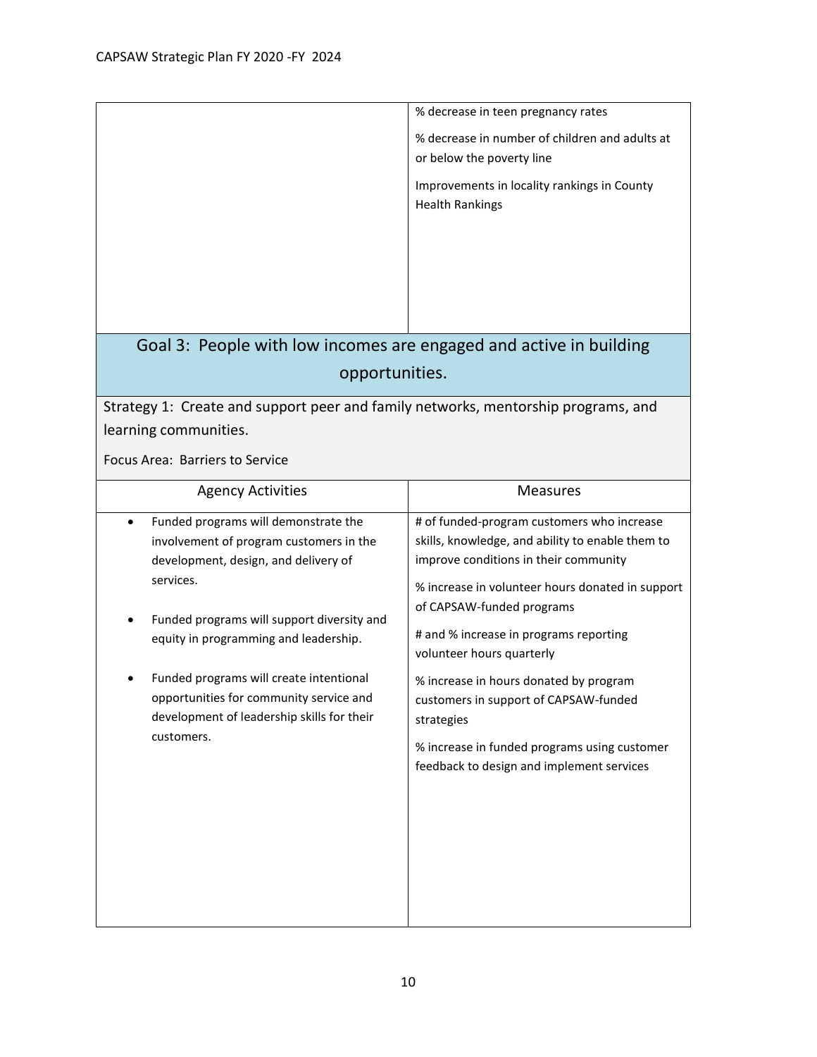| | |
|---|---|
| | % decrease in teen pregnancy rates<br><br>% decrease in number of children and adults at or below the poverty line<br><br>Improvements in locality rankings in County Health Rankings |

## Goal 3: People with low incomes are engaged and active in building opportunities.

Strategy 1: Create and support peer and family networks, mentorship programs, and learning communities.

Focus Area: Barriers to Service

| Agency Activities | Measures |
|---|---|
| • Funded programs will demonstrate the involvement of program customers in the development, design, and delivery of services.<br><br>• Funded programs will support diversity and equity in programming and leadership.<br><br>• Funded programs will create intentional opportunities for community service and development of leadership skills for their customers. | # of funded-program customers who increase skills, knowledge, and ability to enable them to improve conditions in their community<br><br>% increase in volunteer hours donated in support of CAPSAW-funded programs<br><br># and % increase in programs reporting volunteer hours quarterly<br><br>% increase in hours donated by program customers in support of CAPSAW-funded strategies<br><br>% increase in funded programs using customer feedback to design and implement services |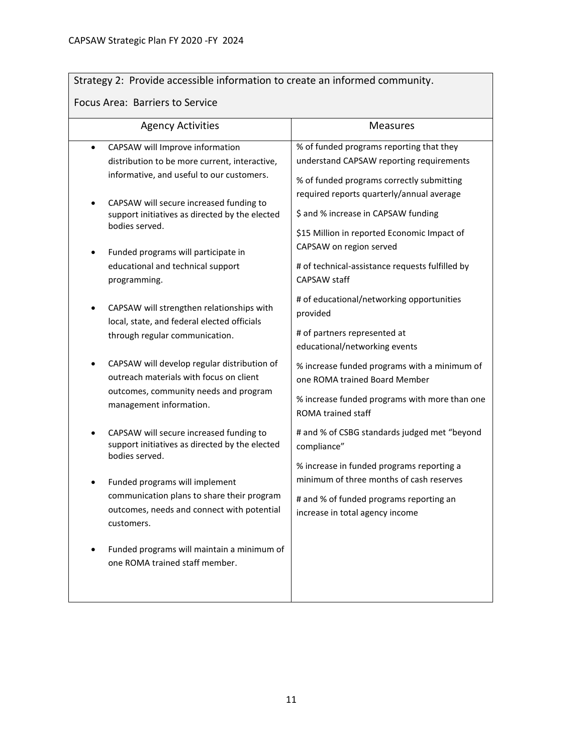| Strategy 2: Provide accessible information to create an informed community.<br><br>Focus Area: Barriers to Service | |
|---|---|
| **Agency Activities** | **Measures** |
| • CAPSAW will Improve information distribution to be more current, interactive, informative, and useful to our customers.<br><br>• CAPSAW will secure increased funding to support initiatives as directed by the elected bodies served.<br><br>• Funded programs will participate in educational and technical support programming.<br><br>• CAPSAW will strengthen relationships with local, state, and federal elected officials through regular communication.<br><br>• CAPSAW will develop regular distribution of outreach materials with focus on client outcomes, community needs and program management information.<br><br>• CAPSAW will secure increased funding to support initiatives as directed by the elected bodies served.<br><br>• Funded programs will implement communication plans to share their program outcomes, needs and connect with potential customers.<br><br>• Funded programs will maintain a minimum of one ROMA trained staff member. | % of funded programs reporting that they understand CAPSAW reporting requirements<br><br>% of funded programs correctly submitting required reports quarterly/annual average<br><br>$ and % increase in CAPSAW funding<br><br>$15 Million in reported Economic Impact of CAPSAW on region served<br><br># of technical-assistance requests fulfilled by CAPSAW staff<br><br># of educational/networking opportunities provided<br><br># of partners represented at educational/networking events<br><br>% increase funded programs with a minimum of one ROMA trained Board Member<br><br>% increase funded programs with more than one ROMA trained staff<br><br># and % of CSBG standards judged met "beyond compliance"<br><br>% increase in funded programs reporting a minimum of three months of cash reserves<br><br># and % of funded programs reporting an increase in total agency income |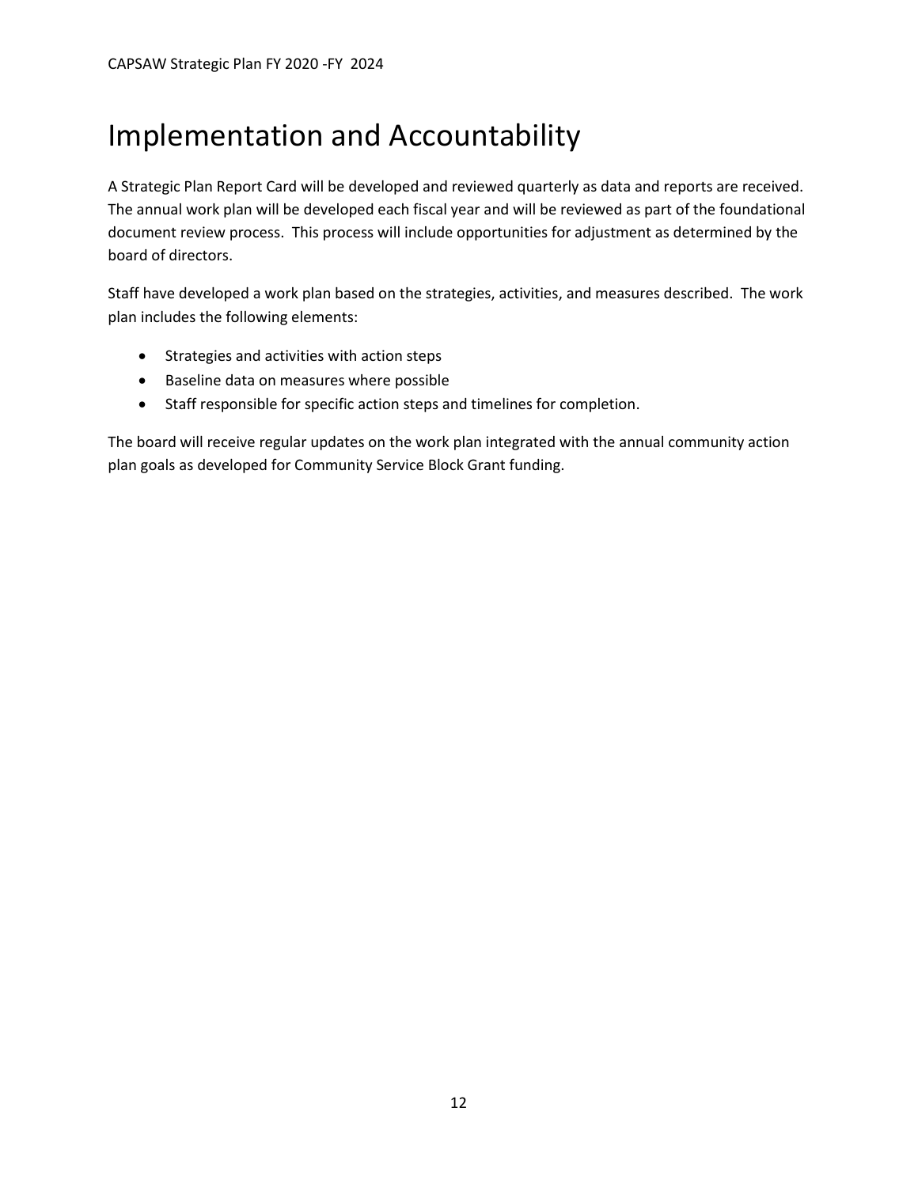# Implementation and Accountability

A Strategic Plan Report Card will be developed and reviewed quarterly as data and reports are received. The annual work plan will be developed each fiscal year and will be reviewed as part of the foundational document review process. This process will include opportunities for adjustment as determined by the board of directors.

Staff have developed a work plan based on the strategies, activities, and measures described. The work plan includes the following elements:

- Strategies and activities with action steps
- Baseline data on measures where possible
- Staff responsible for specific action steps and timelines for completion.

The board will receive regular updates on the work plan integrated with the annual community action plan goals as developed for Community Service Block Grant funding.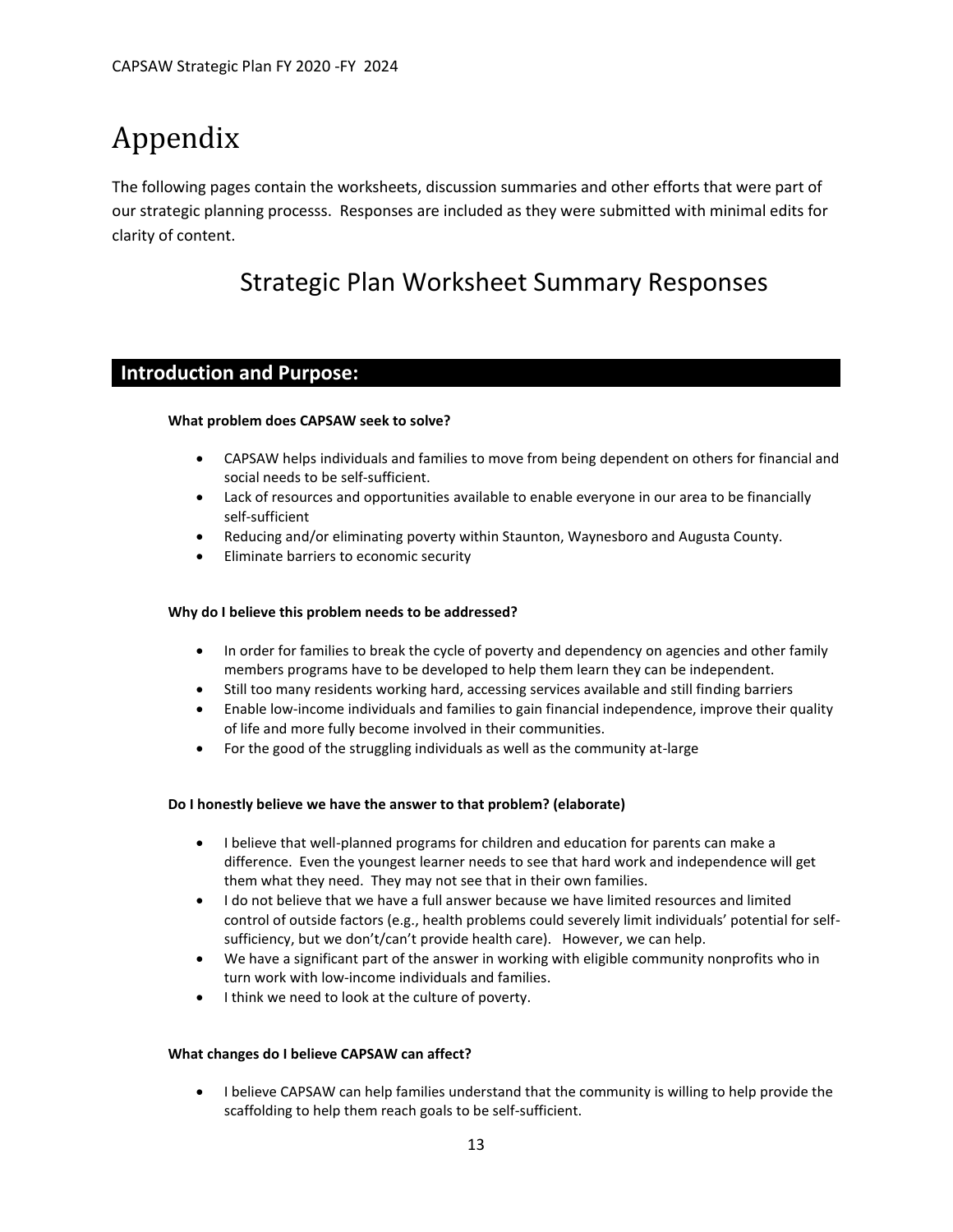# Appendix

The following pages contain the worksheets, discussion summaries and other efforts that were part of our strategic planning processs. Responses are included as they were submitted with minimal edits for clarity of content.

## Strategic Plan Worksheet Summary Responses

### Introduction and Purpose:

**What problem does CAPSAW seek to solve?**

- CAPSAW helps individuals and families to move from being dependent on others for financial and social needs to be self-sufficient.
- Lack of resources and opportunities available to enable everyone in our area to be financially self-sufficient
- Reducing and/or eliminating poverty within Staunton, Waynesboro and Augusta County.
- Eliminate barriers to economic security

**Why do I believe this problem needs to be addressed?**

- In order for families to break the cycle of poverty and dependency on agencies and other family members programs have to be developed to help them learn they can be independent.
- Still too many residents working hard, accessing services available and still finding barriers
- Enable low-income individuals and families to gain financial independence, improve their quality of life and more fully become involved in their communities.
- For the good of the struggling individuals as well as the community at-large

**Do I honestly believe we have the answer to that problem? (elaborate)**

- I believe that well-planned programs for children and education for parents can make a difference. Even the youngest learner needs to see that hard work and independence will get them what they need. They may not see that in their own families.
- I do not believe that we have a full answer because we have limited resources and limited control of outside factors (e.g., health problems could severely limit individuals' potential for self-sufficiency, but we don't/can't provide health care). However, we can help.
- We have a significant part of the answer in working with eligible community nonprofits who in turn work with low-income individuals and families.
- I think we need to look at the culture of poverty.

**What changes do I believe CAPSAW can affect?**

- I believe CAPSAW can help families understand that the community is willing to help provide the scaffolding to help them reach goals to be self-sufficient.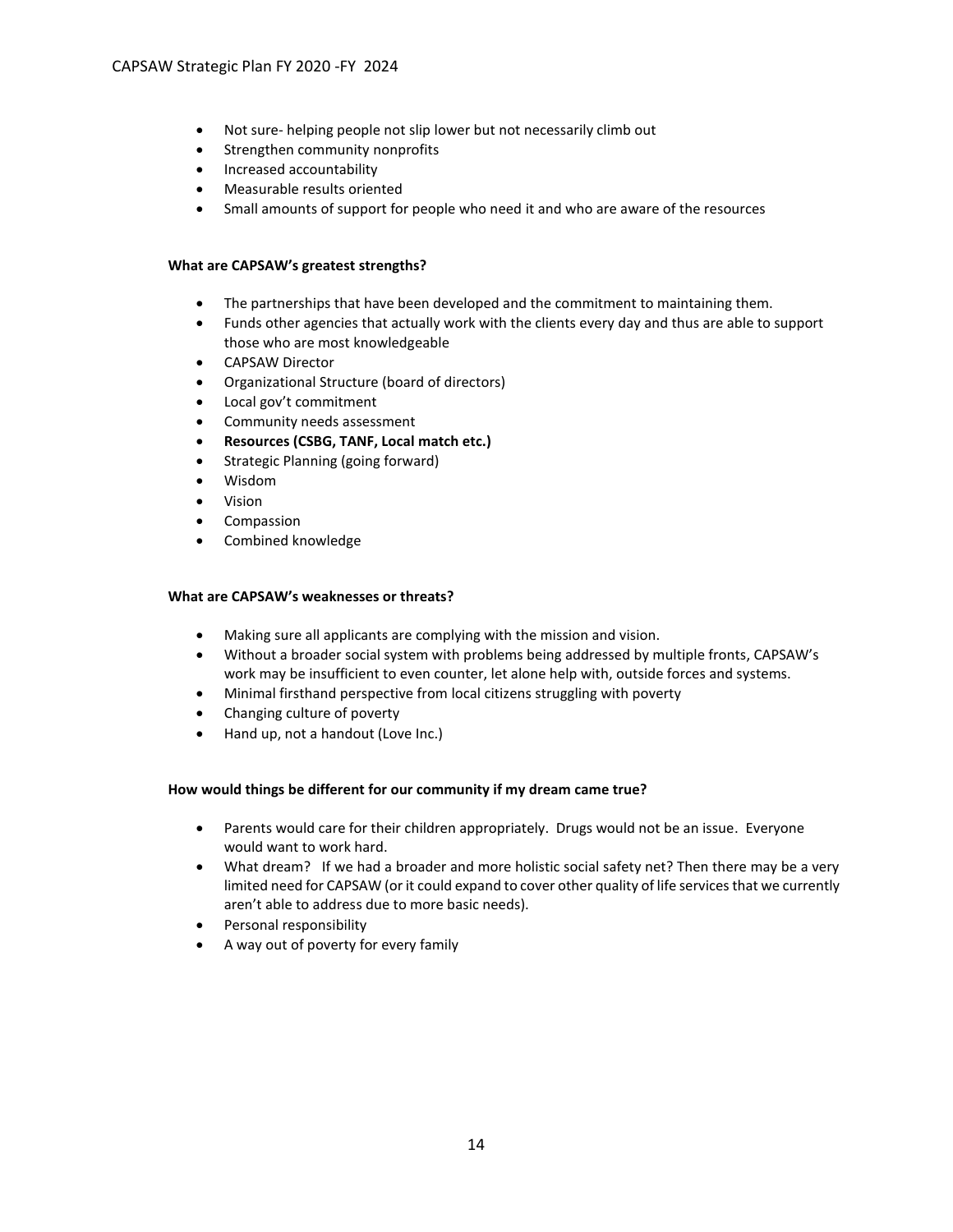- Not sure- helping people not slip lower but not necessarily climb out
- Strengthen community nonprofits
- Increased accountability
- Measurable results oriented
- Small amounts of support for people who need it and who are aware of the resources

**What are CAPSAW's greatest strengths?**

- The partnerships that have been developed and the commitment to maintaining them.
- Funds other agencies that actually work with the clients every day and thus are able to support those who are most knowledgeable
- CAPSAW Director
- Organizational Structure (board of directors)
- Local gov't commitment
- Community needs assessment
- **Resources (CSBG, TANF, Local match etc.)**
- Strategic Planning (going forward)
- Wisdom
- Vision
- Compassion
- Combined knowledge

**What are CAPSAW's weaknesses or threats?**

- Making sure all applicants are complying with the mission and vision.
- Without a broader social system with problems being addressed by multiple fronts, CAPSAW's work may be insufficient to even counter, let alone help with, outside forces and systems.
- Minimal firsthand perspective from local citizens struggling with poverty
- Changing culture of poverty
- Hand up, not a handout (Love Inc.)

**How would things be different for our community if my dream came true?**

- Parents would care for their children appropriately. Drugs would not be an issue. Everyone would want to work hard.
- What dream? If we had a broader and more holistic social safety net? Then there may be a very limited need for CAPSAW (or it could expand to cover other quality of life services that we currently aren't able to address due to more basic needs).
- Personal responsibility
- A way out of poverty for every family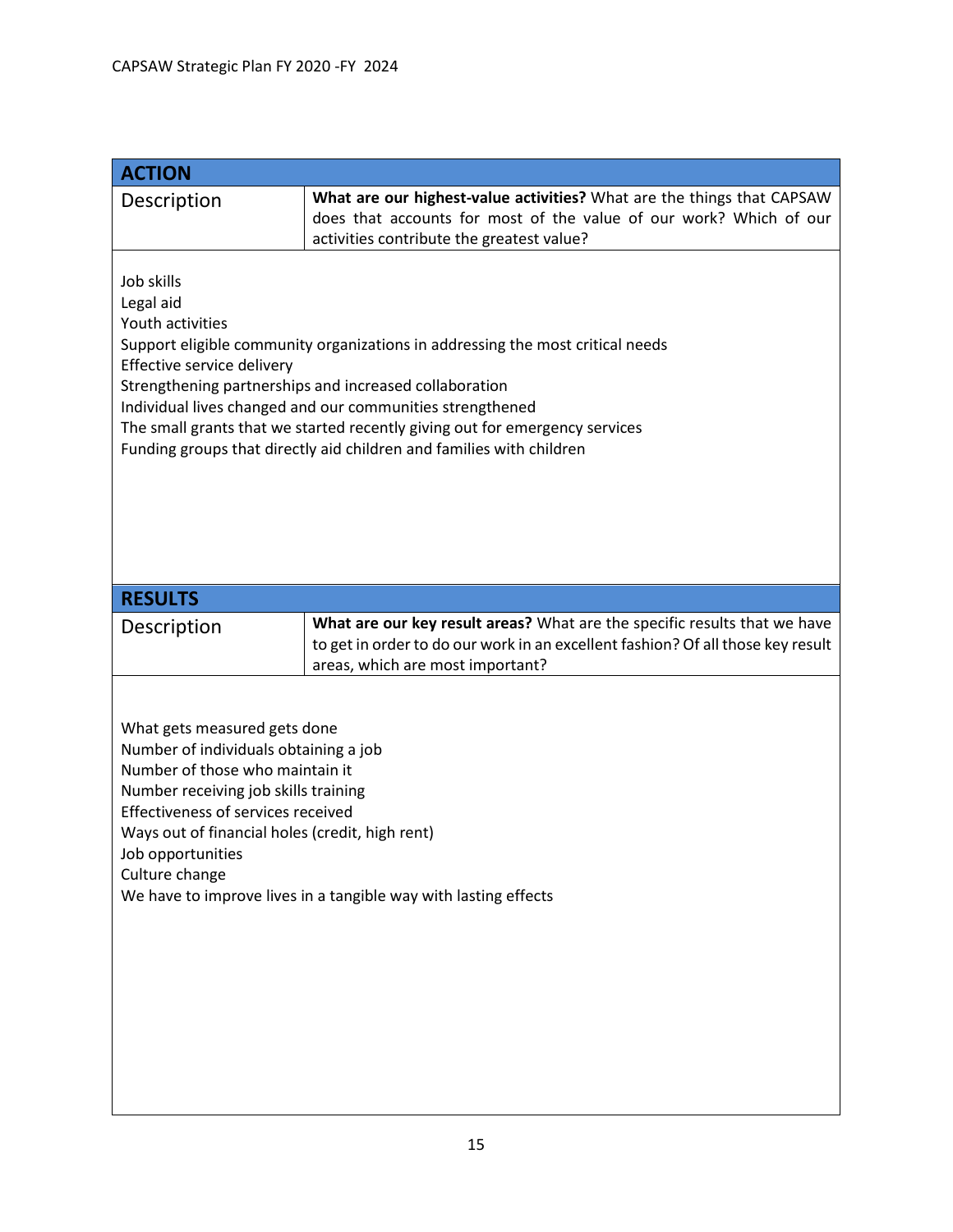| ACTION | |
|---|---|
| Description | **What are our highest-value activities?** What are the things that CAPSAW does that accounts for most of the value of our work? Which of our activities contribute the greatest value? |

Job skills
Legal aid
Youth activities
Support eligible community organizations in addressing the most critical needs
Effective service delivery
Strengthening partnerships and increased collaboration
Individual lives changed and our communities strengthened
The small grants that we started recently giving out for emergency services
Funding groups that directly aid children and families with children

| RESULTS | |
|---|---|
| Description | **What are our key result areas?** What are the specific results that we have to get in order to do our work in an excellent fashion? Of all those key result areas, which are most important? |

What gets measured gets done
Number of individuals obtaining a job
Number of those who maintain it
Number receiving job skills training
Effectiveness of services received
Ways out of financial holes (credit, high rent)
Job opportunities
Culture change
We have to improve lives in a tangible way with lasting effects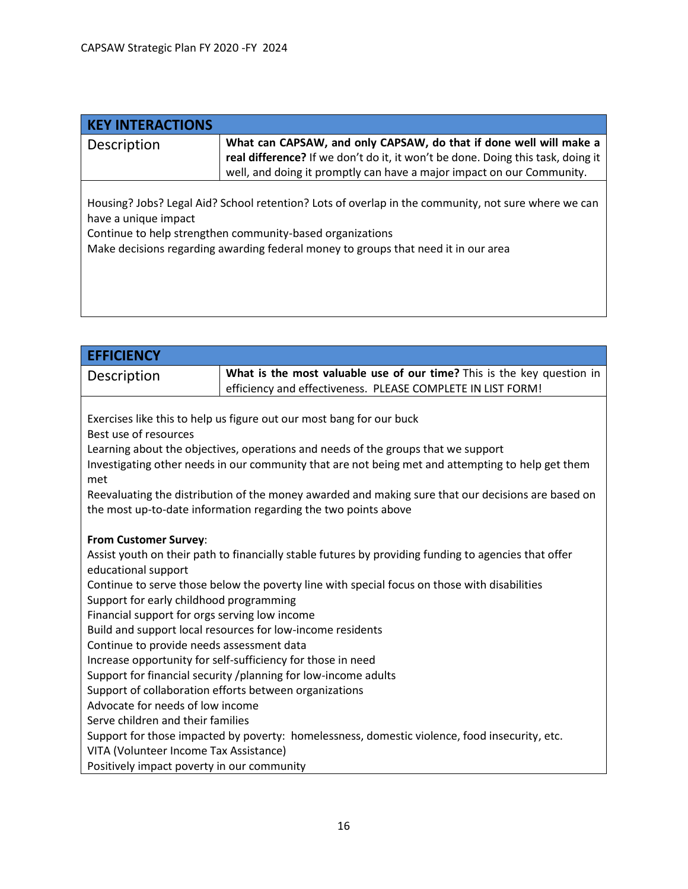## KEY INTERACTIONS

| Description | **What can CAPSAW, and only CAPSAW, do that if done well will make a real difference?** If we don't do it, it won't be done. Doing this task, doing it well, and doing it promptly can have a major impact on our Community. |
|---|---|

Housing? Jobs? Legal Aid? School retention? Lots of overlap in the community, not sure where we can have a unique impact
Continue to help strengthen community-based organizations
Make decisions regarding awarding federal money to groups that need it in our area

## EFFICIENCY

| Description | **What is the most valuable use of our time?** This is the key question in efficiency and effectiveness. PLEASE COMPLETE IN LIST FORM! |
|---|---|

Exercises like this to help us figure out our most bang for our buck
Best use of resources
Learning about the objectives, operations and needs of the groups that we support
Investigating other needs in our community that are not being met and attempting to help get them met
Reevaluating the distribution of the money awarded and making sure that our decisions are based on the most up-to-date information regarding the two points above

**From Customer Survey**:
Assist youth on their path to financially stable futures by providing funding to agencies that offer educational support
Continue to serve those below the poverty line with special focus on those with disabilities
Support for early childhood programming
Financial support for orgs serving low income
Build and support local resources for low-income residents
Continue to provide needs assessment data
Increase opportunity for self-sufficiency for those in need
Support for financial security /planning for low-income adults
Support of collaboration efforts between organizations
Advocate for needs of low income
Serve children and their families
Support for those impacted by poverty: homelessness, domestic violence, food insecurity, etc.
VITA (Volunteer Income Tax Assistance)
Positively impact poverty in our community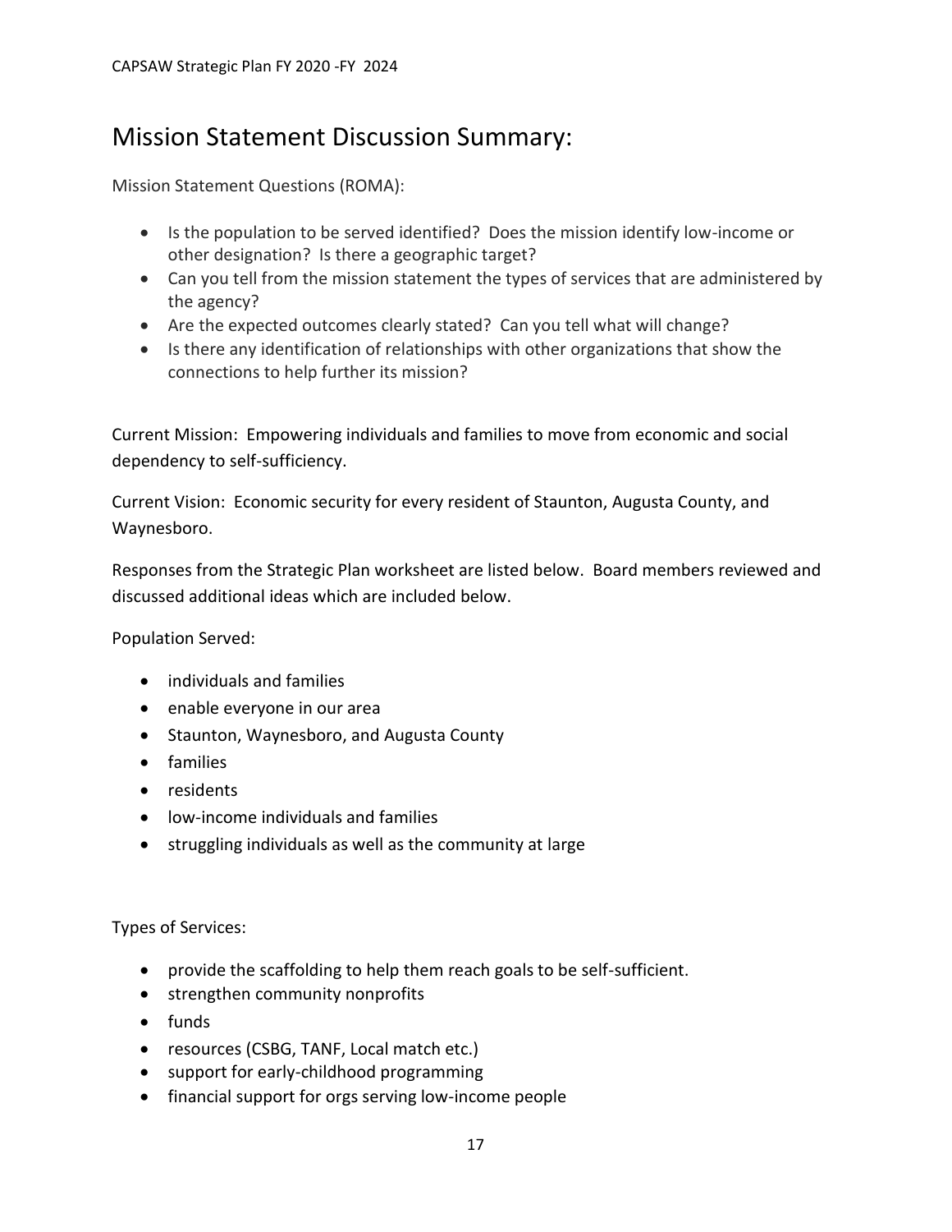# Mission Statement Discussion Summary:

Mission Statement Questions (ROMA):

- Is the population to be served identified? Does the mission identify low-income or other designation? Is there a geographic target?
- Can you tell from the mission statement the types of services that are administered by the agency?
- Are the expected outcomes clearly stated? Can you tell what will change?
- Is there any identification of relationships with other organizations that show the connections to help further its mission?

Current Mission: Empowering individuals and families to move from economic and social dependency to self-sufficiency.

Current Vision: Economic security for every resident of Staunton, Augusta County, and Waynesboro.

Responses from the Strategic Plan worksheet are listed below. Board members reviewed and discussed additional ideas which are included below.

Population Served:

- individuals and families
- enable everyone in our area
- Staunton, Waynesboro, and Augusta County
- families
- residents
- low-income individuals and families
- struggling individuals as well as the community at large

Types of Services:

- provide the scaffolding to help them reach goals to be self-sufficient.
- strengthen community nonprofits
- funds
- resources (CSBG, TANF, Local match etc.)
- support for early-childhood programming
- financial support for orgs serving low-income people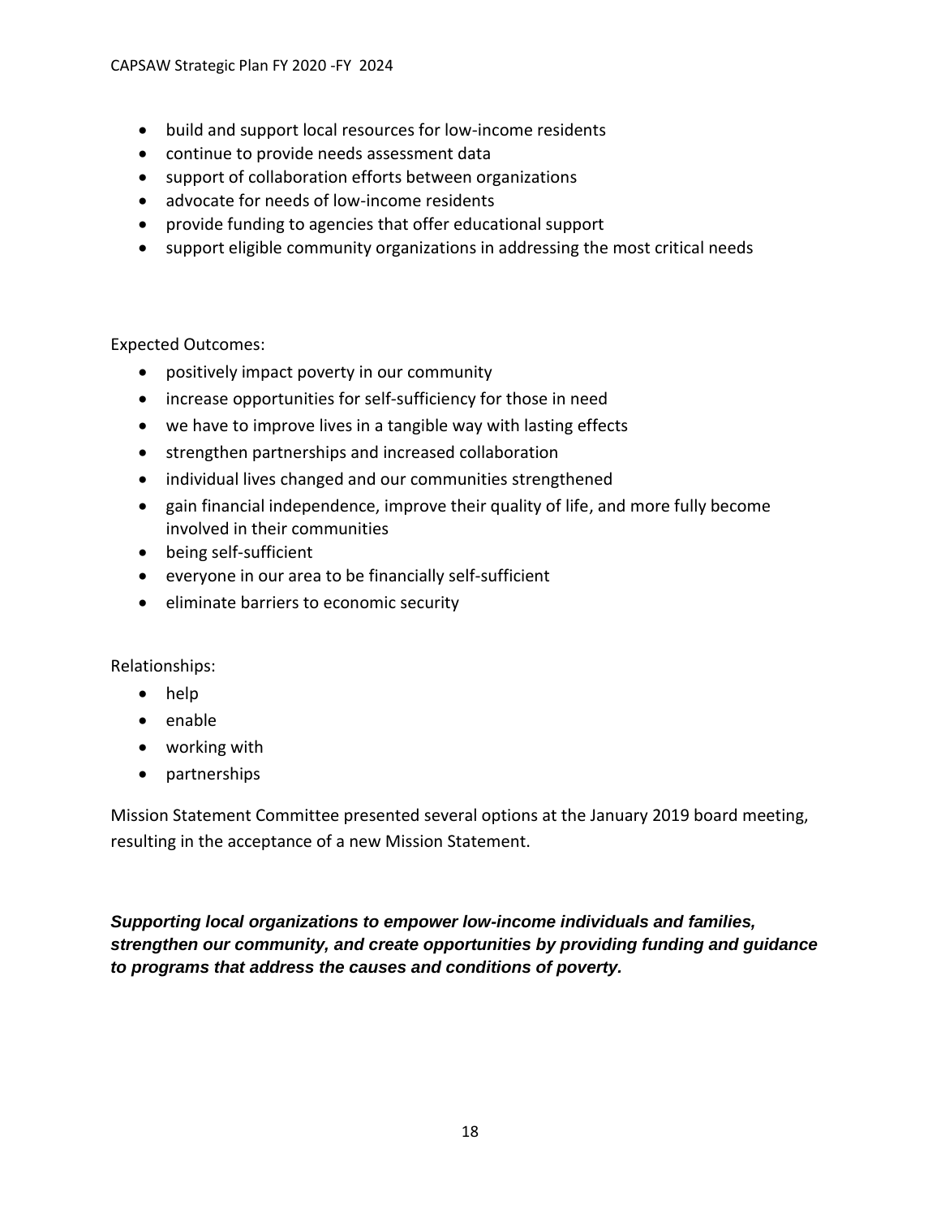- build and support local resources for low-income residents
- continue to provide needs assessment data
- support of collaboration efforts between organizations
- advocate for needs of low-income residents
- provide funding to agencies that offer educational support
- support eligible community organizations in addressing the most critical needs

Expected Outcomes:

- positively impact poverty in our community
- increase opportunities for self-sufficiency for those in need
- we have to improve lives in a tangible way with lasting effects
- strengthen partnerships and increased collaboration
- individual lives changed and our communities strengthened
- gain financial independence, improve their quality of life, and more fully become involved in their communities
- being self-sufficient
- everyone in our area to be financially self-sufficient
- eliminate barriers to economic security

Relationships:

- help
- enable
- working with
- partnerships

Mission Statement Committee presented several options at the January 2019 board meeting, resulting in the acceptance of a new Mission Statement.

***Supporting local organizations to empower low-income individuals and families, strengthen our community, and create opportunities by providing funding and guidance to programs that address the causes and conditions of poverty.***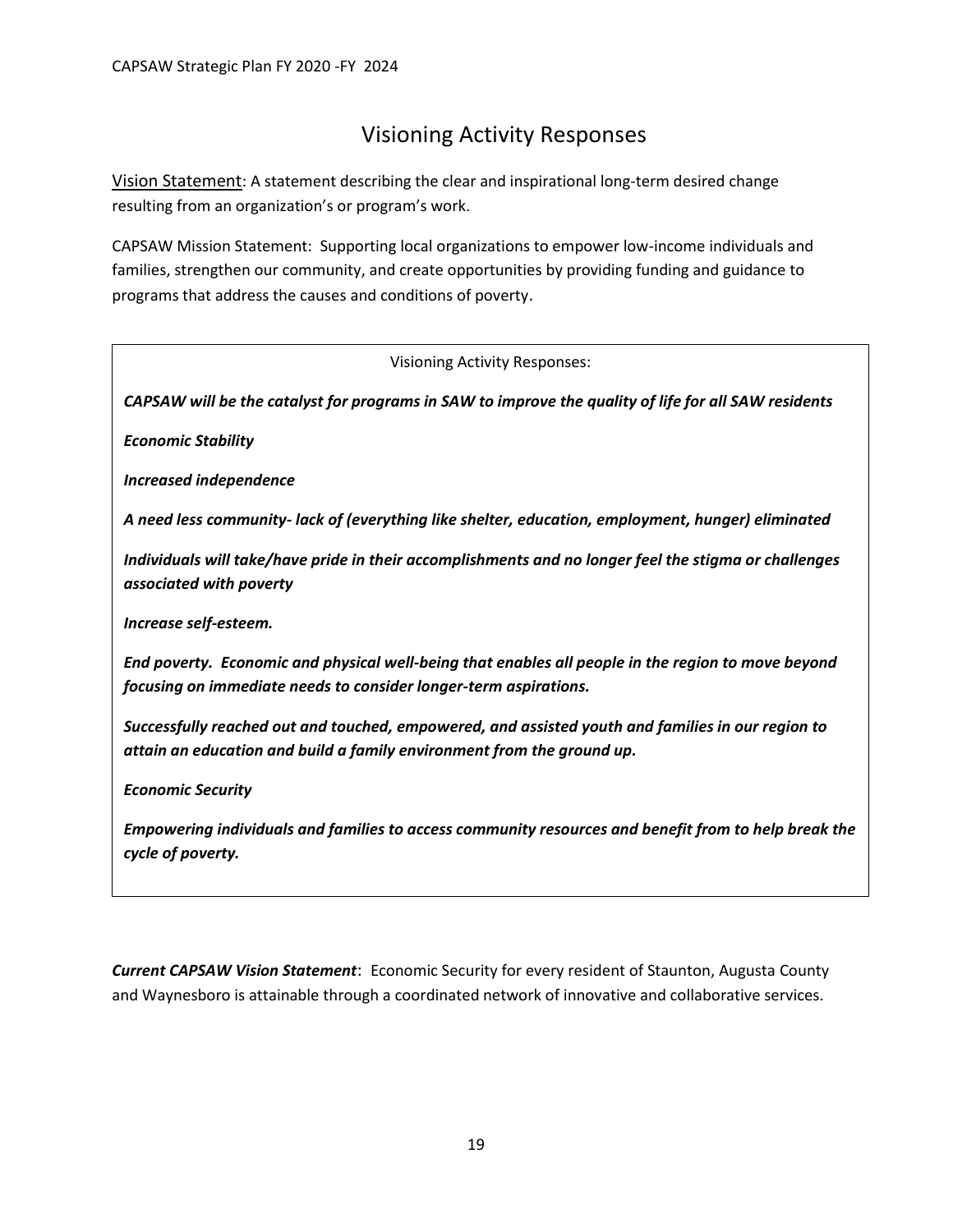# Visioning Activity Responses

Vision Statement: A statement describing the clear and inspirational long-term desired change resulting from an organization's or program's work.

CAPSAW Mission Statement: Supporting local organizations to empower low-income individuals and families, strengthen our community, and create opportunities by providing funding and guidance to programs that address the causes and conditions of poverty.

Visioning Activity Responses:

***CAPSAW will be the catalyst for programs in SAW to improve the quality of life for all SAW residents***

***Economic Stability***

***Increased independence***

***A need less community- lack of (everything like shelter, education, employment, hunger) eliminated***

***Individuals will take/have pride in their accomplishments and no longer feel the stigma or challenges associated with poverty***

***Increase self-esteem.***

***End poverty. Economic and physical well-being that enables all people in the region to move beyond focusing on immediate needs to consider longer-term aspirations.***

***Successfully reached out and touched, empowered, and assisted youth and families in our region to attain an education and build a family environment from the ground up.***

***Economic Security***

***Empowering individuals and families to access community resources and benefit from to help break the cycle of poverty.***

***Current CAPSAW Vision Statement***: Economic Security for every resident of Staunton, Augusta County and Waynesboro is attainable through a coordinated network of innovative and collaborative services.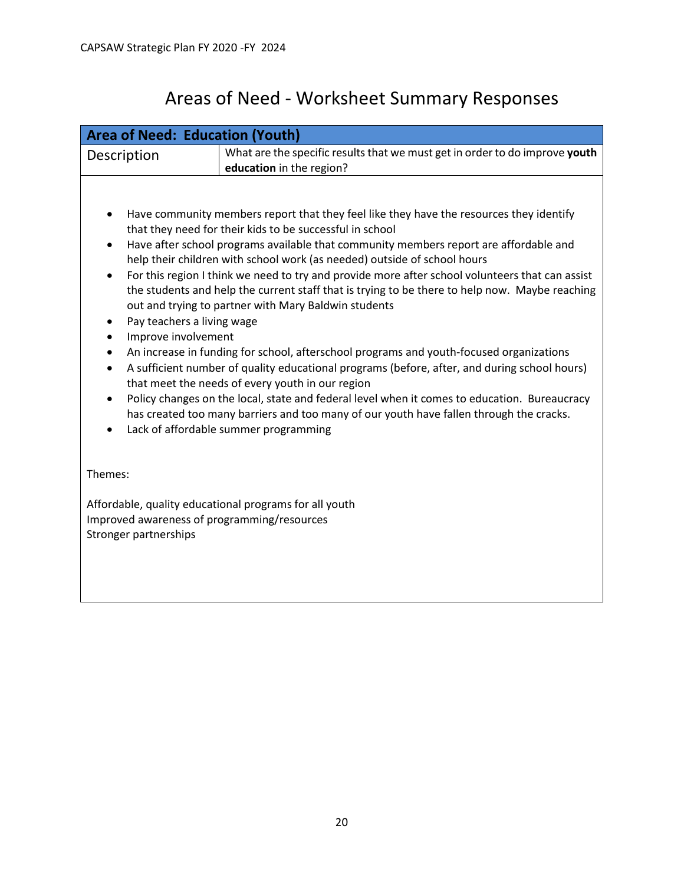# Areas of Need - Worksheet Summary Responses

| Area of Need: Education (Youth) | |
|---|---|
| Description | What are the specific results that we must get in order to do improve **youth education** in the region? |

- Have community members report that they feel like they have the resources they identify that they need for their kids to be successful in school
- Have after school programs available that community members report are affordable and help their children with school work (as needed) outside of school hours
- For this region I think we need to try and provide more after school volunteers that can assist the students and help the current staff that is trying to be there to help now. Maybe reaching out and trying to partner with Mary Baldwin students
- Pay teachers a living wage
- Improve involvement
- An increase in funding for school, afterschool programs and youth-focused organizations
- A sufficient number of quality educational programs (before, after, and during school hours) that meet the needs of every youth in our region
- Policy changes on the local, state and federal level when it comes to education. Bureaucracy has created too many barriers and too many of our youth have fallen through the cracks.
- Lack of affordable summer programming

Themes:

Affordable, quality educational programs for all youth
Improved awareness of programming/resources
Stronger partnerships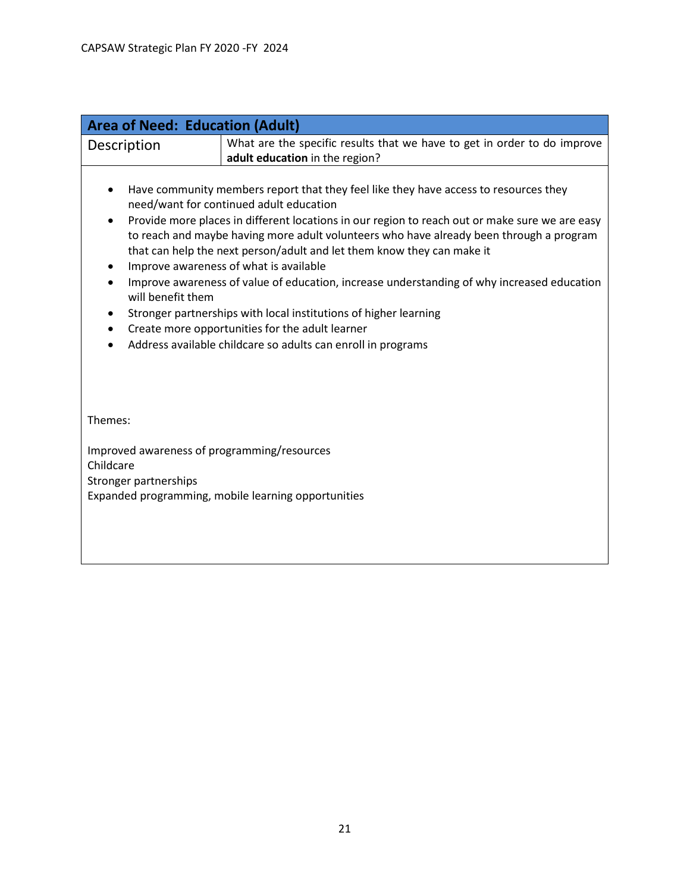| Area of Need: Education (Adult) | |
|---|---|
| Description | What are the specific results that we have to get in order to do improve **adult education** in the region? |

- Have community members report that they feel like they have access to resources they need/want for continued adult education
- Provide more places in different locations in our region to reach out or make sure we are easy to reach and maybe having more adult volunteers who have already been through a program that can help the next person/adult and let them know they can make it
- Improve awareness of what is available
- Improve awareness of value of education, increase understanding of why increased education will benefit them
- Stronger partnerships with local institutions of higher learning
- Create more opportunities for the adult learner
- Address available childcare so adults can enroll in programs

Themes:

Improved awareness of programming/resources
Childcare
Stronger partnerships
Expanded programming, mobile learning opportunities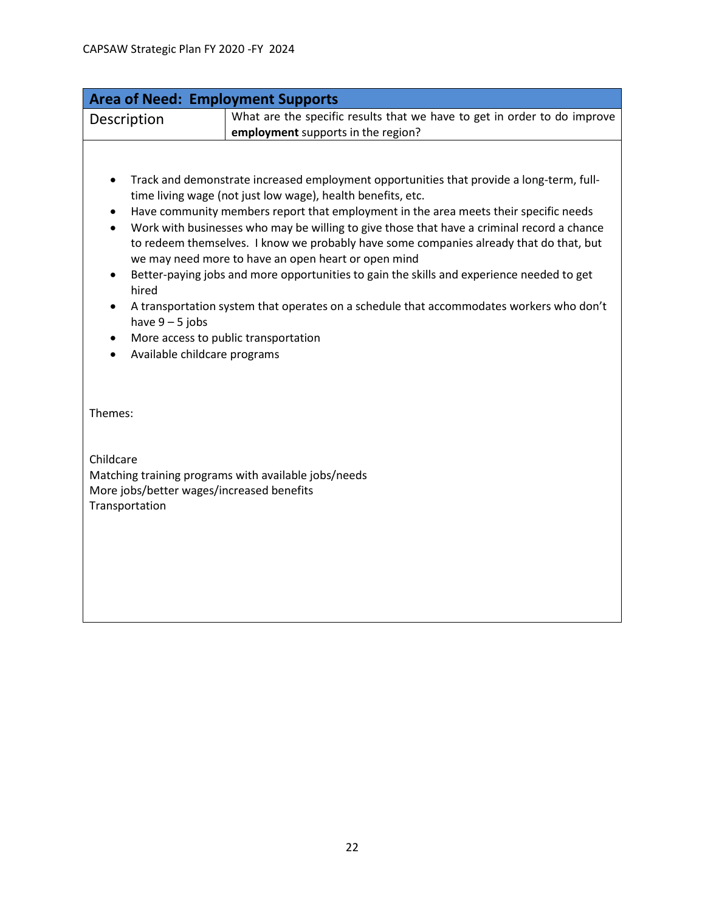| Area of Need: Employment Supports | |
|---|---|
| Description | What are the specific results that we have to get in order to do improve **employment** supports in the region? |

- Track and demonstrate increased employment opportunities that provide a long-term, full-time living wage (not just low wage), health benefits, etc.
- Have community members report that employment in the area meets their specific needs
- Work with businesses who may be willing to give those that have a criminal record a chance to redeem themselves. I know we probably have some companies already that do that, but we may need more to have an open heart or open mind
- Better-paying jobs and more opportunities to gain the skills and experience needed to get hired
- A transportation system that operates on a schedule that accommodates workers who don't have 9 – 5 jobs
- More access to public transportation
- Available childcare programs

Themes:

Childcare
Matching training programs with available jobs/needs
More jobs/better wages/increased benefits
Transportation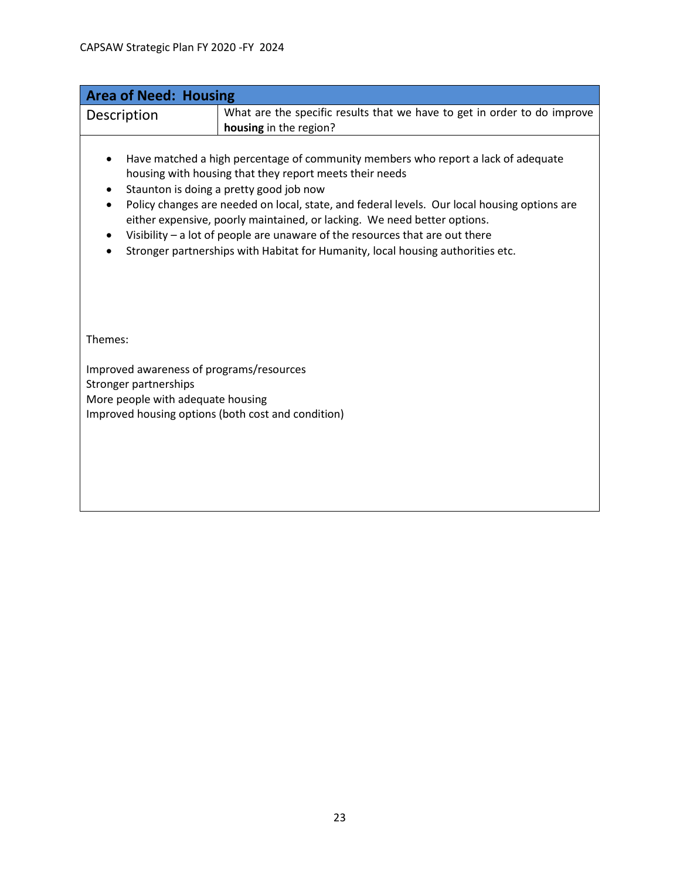| Area of Need: Housing | |
|---|---|
| Description | What are the specific results that we have to get in order to do improve **housing** in the region? |

- Have matched a high percentage of community members who report a lack of adequate housing with housing that they report meets their needs
- Staunton is doing a pretty good job now
- Policy changes are needed on local, state, and federal levels. Our local housing options are either expensive, poorly maintained, or lacking. We need better options.
- Visibility – a lot of people are unaware of the resources that are out there
- Stronger partnerships with Habitat for Humanity, local housing authorities etc.

Themes:

Improved awareness of programs/resources
Stronger partnerships
More people with adequate housing
Improved housing options (both cost and condition)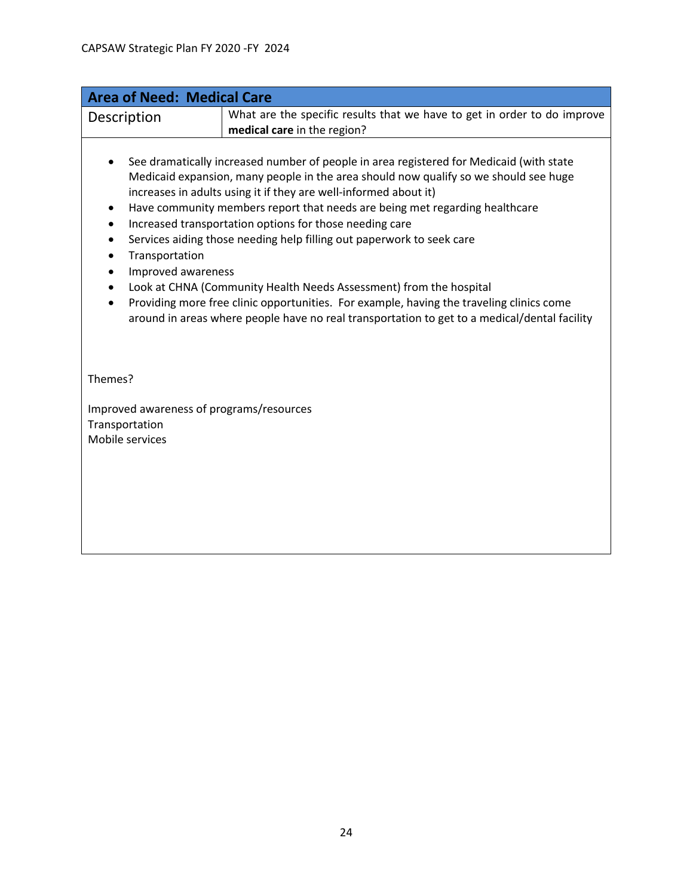| Area of Need: Medical Care | |
|---|---|
| Description | What are the specific results that we have to get in order to do improve **medical care** in the region? |

- See dramatically increased number of people in area registered for Medicaid (with state Medicaid expansion, many people in the area should now qualify so we should see huge increases in adults using it if they are well-informed about it)
- Have community members report that needs are being met regarding healthcare
- Increased transportation options for those needing care
- Services aiding those needing help filling out paperwork to seek care
- Transportation
- Improved awareness
- Look at CHNA (Community Health Needs Assessment) from the hospital
- Providing more free clinic opportunities. For example, having the traveling clinics come around in areas where people have no real transportation to get to a medical/dental facility

Themes?

Improved awareness of programs/resources
Transportation
Mobile services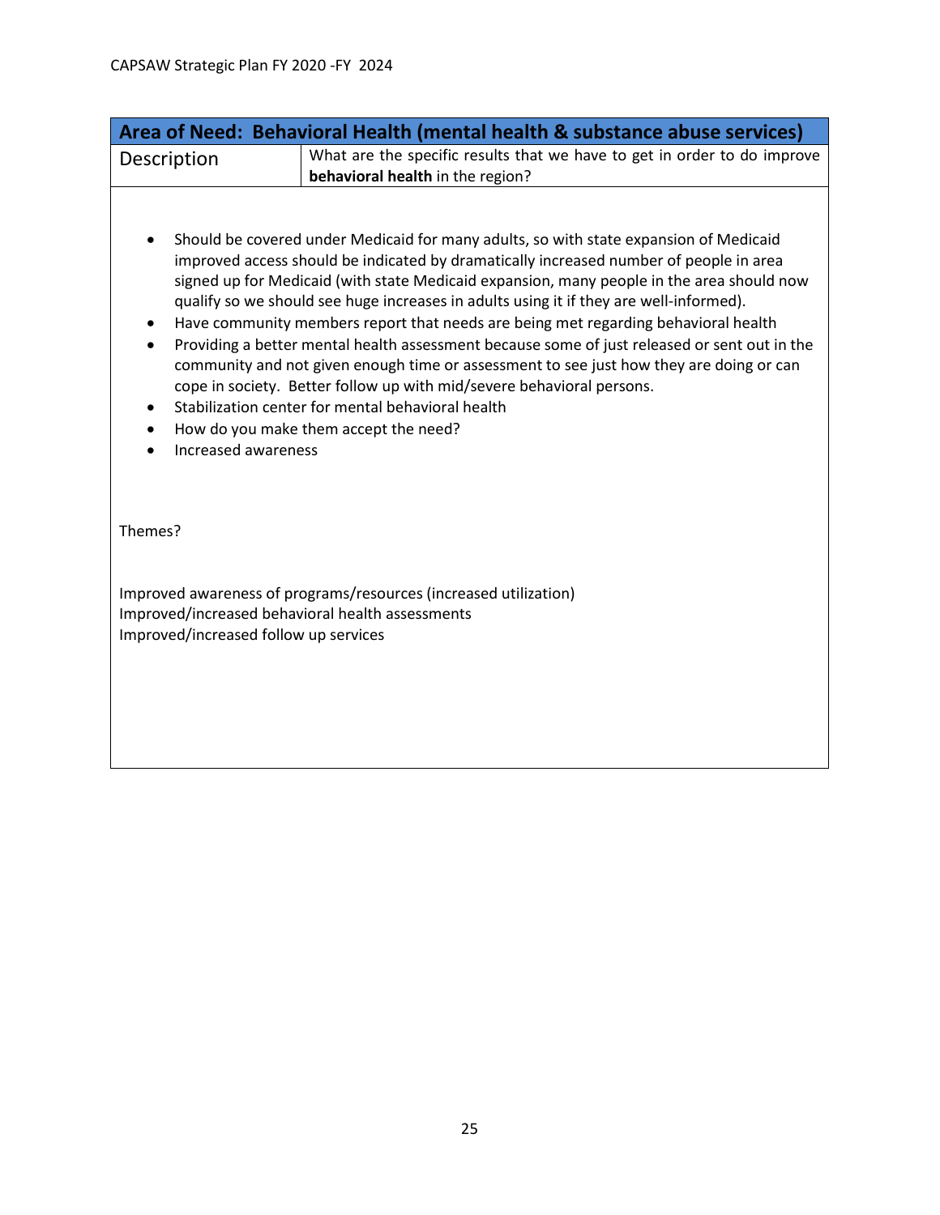| Area of Need: Behavioral Health (mental health & substance abuse services) | |
|---|---|
| Description | What are the specific results that we have to get in order to do improve **behavioral health** in the region? |

- Should be covered under Medicaid for many adults, so with state expansion of Medicaid improved access should be indicated by dramatically increased number of people in area signed up for Medicaid (with state Medicaid expansion, many people in the area should now qualify so we should see huge increases in adults using it if they are well-informed).
- Have community members report that needs are being met regarding behavioral health
- Providing a better mental health assessment because some of just released or sent out in the community and not given enough time or assessment to see just how they are doing or can cope in society. Better follow up with mid/severe behavioral persons.
- Stabilization center for mental behavioral health
- How do you make them accept the need?
- Increased awareness

Themes?

Improved awareness of programs/resources (increased utilization)
Improved/increased behavioral health assessments
Improved/increased follow up services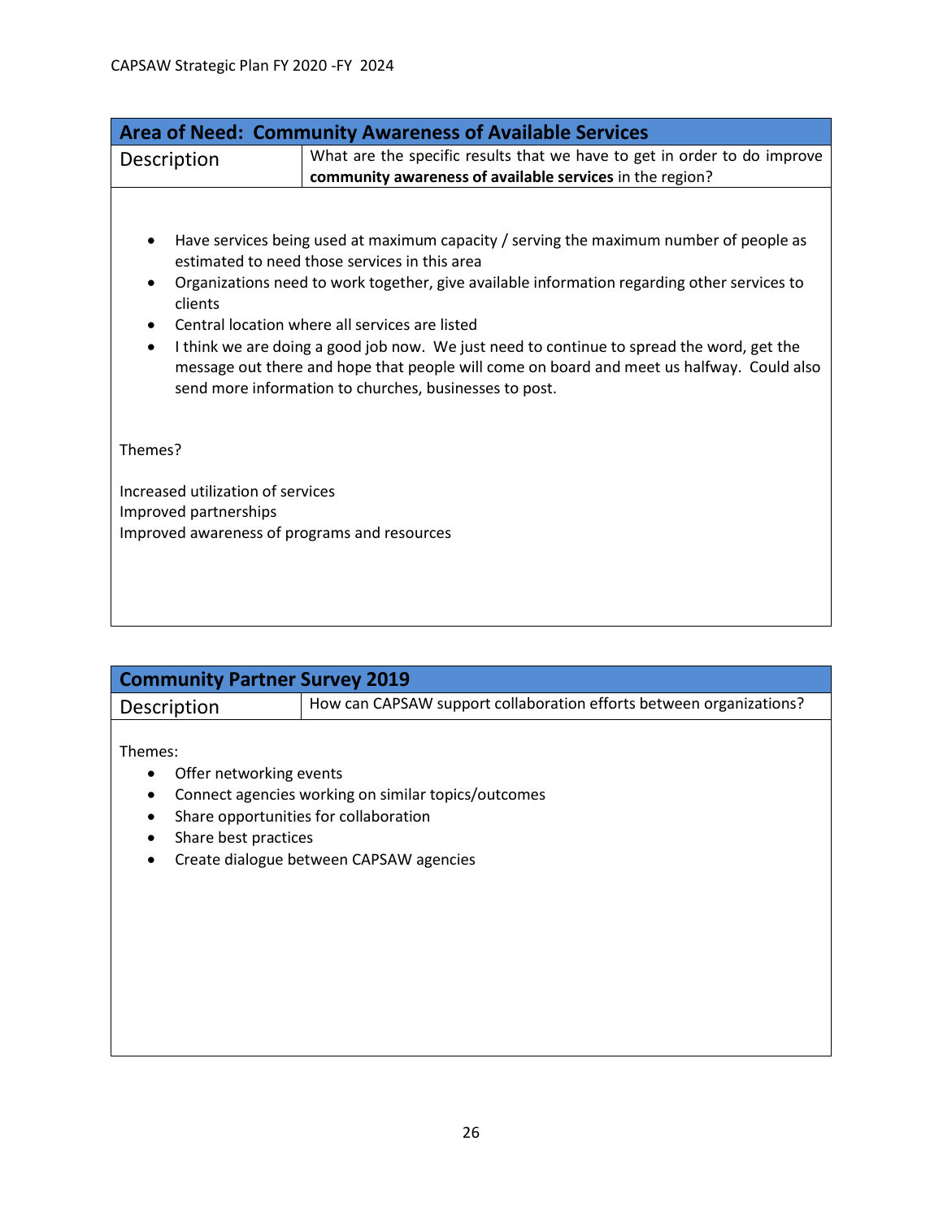| **Area of Need: Community Awareness of Available Services** | |
|---|---|
| Description | What are the specific results that we have to get in order to do improve **community awareness of available services** in the region? |

- Have services being used at maximum capacity / serving the maximum number of people as estimated to need those services in this area
- Organizations need to work together, give available information regarding other services to clients
- Central location where all services are listed
- I think we are doing a good job now. We just need to continue to spread the word, get the message out there and hope that people will come on board and meet us halfway. Could also send more information to churches, businesses to post.

Themes?

Increased utilization of services
Improved partnerships
Improved awareness of programs and resources

| **Community Partner Survey 2019** | |
|---|---|
| Description | How can CAPSAW support collaboration efforts between organizations? |

Themes:

- Offer networking events
- Connect agencies working on similar topics/outcomes
- Share opportunities for collaboration
- Share best practices
- Create dialogue between CAPSAW agencies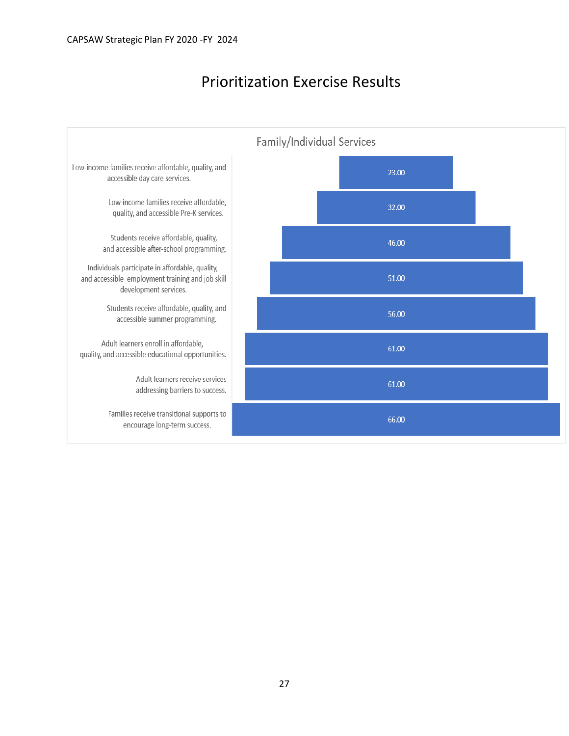# Prioritization Exercise Results

## Family/Individual Services

| Service | Score |
|---|---|
| Low-income families receive affordable, quality, and accessible day care services. | 23.00 |
| Low-income families receive affordable, quality, and accessible Pre-K services. | 32.00 |
| Students receive affordable, quality, and accessible after-school programming. | 46.00 |
| Individuals participate in affordable, quality, and accessible employment training and job skill development services. | 51.00 |
| Students receive affordable, quality, and accessible summer programming. | 56.00 |
| Adult learners enroll in affordable, quality, and accessible educational opportunities. | 61.00 |
| Adult learners receive services addressing barriers to success. | 61.00 |
| Families receive transitional supports to encourage long-term success. | 66.00 |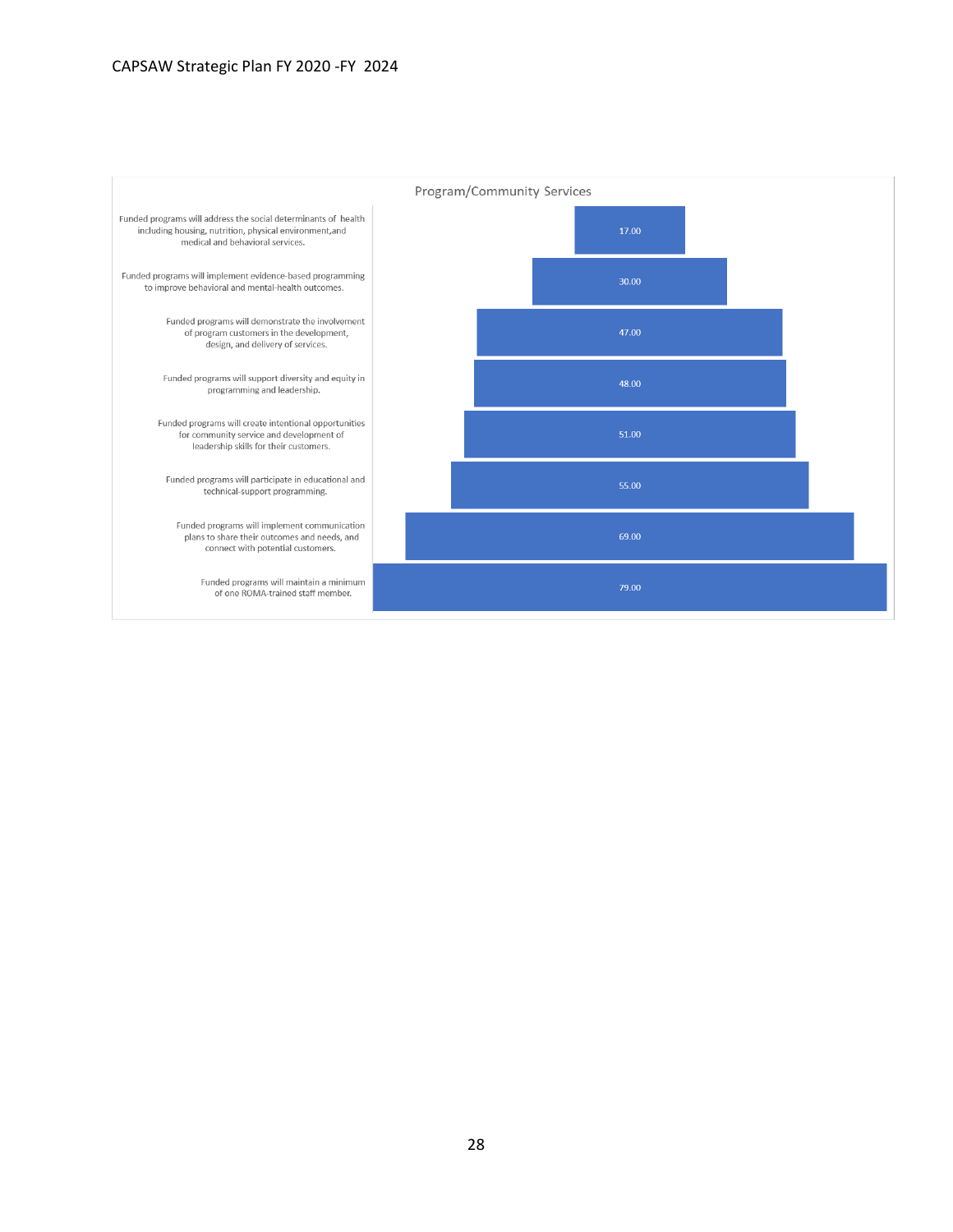## Program/Community Services

| Objective | Value |
|---|---|
| Funded programs will address the social determinants of health including housing, nutrition, physical environment,and medical and behavioral services. | 17.00 |
| Funded programs will implement evidence-based programming to improve behavioral and mental-health outcomes. | 30.00 |
| Funded programs will demonstrate the involvement of program customers in the development, design, and delivery of services. | 47.00 |
| Funded programs will support diversity and equity in programming and leadership. | 48.00 |
| Funded programs will create intentional opportunities for community service and development of leadership skills for their customers. | 51.00 |
| Funded programs will participate in educational and technical-support programming. | 55.00 |
| Funded programs will implement communication plans to share their outcomes and needs, and connect with potential customers. | 69.00 |
| Funded programs will maintain a minimum of one ROMA-trained staff member. | 79.00 |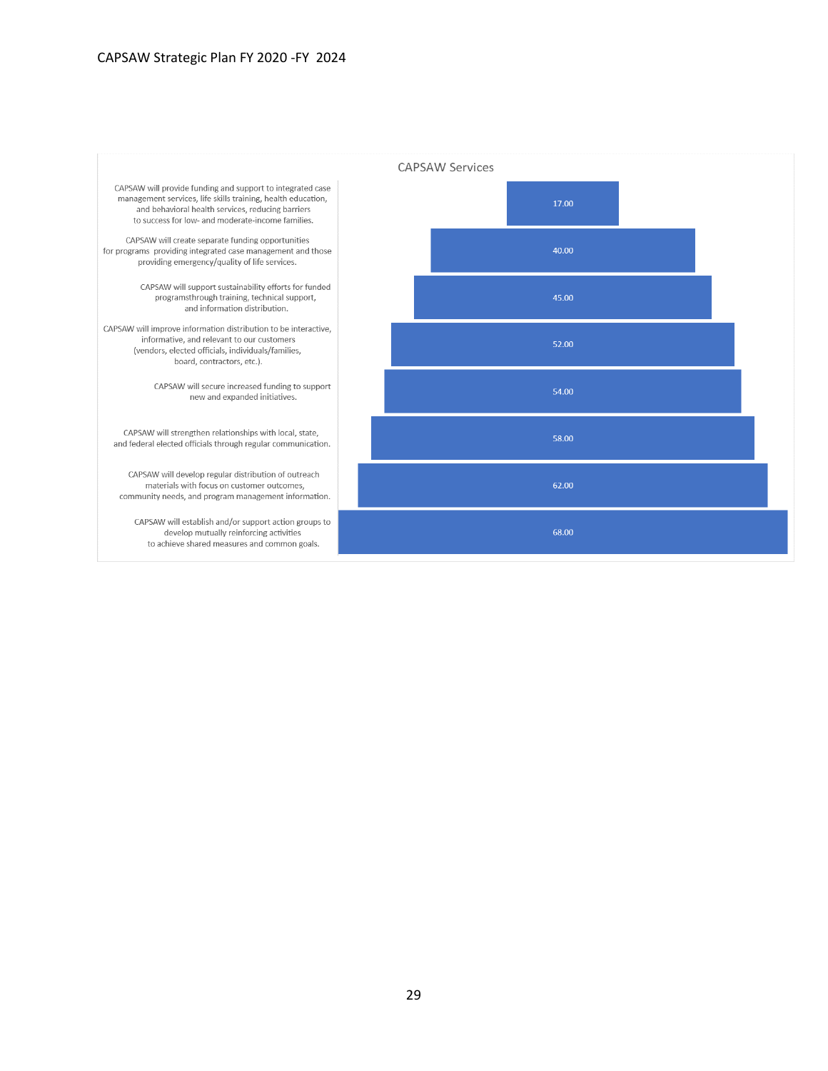## CAPSAW Services

| Service | Value |
| --- | --- |
| CAPSAW will provide funding and support to integrated case management services, life skills training, health education, and behavioral health services, reducing barriers to success for low- and moderate-income families. | 17.00 |
| CAPSAW will create separate funding opportunities for programs providing integrated case management and those providing emergency/quality of life services. | 40.00 |
| CAPSAW will support sustainability efforts for funded programsthrough training, technical support, and information distribution. | 45.00 |
| CAPSAW will improve information distribution to be interactive, informative, and relevant to our customers (vendors, elected officials, individuals/families, board, contractors, etc.). | 52.00 |
| CAPSAW will secure increased funding to support new and expanded initiatives. | 54.00 |
| CAPSAW will strengthen relationships with local, state, and federal elected officials through regular communication. | 58.00 |
| CAPSAW will develop regular distribution of outreach materials with focus on customer outcomes, community needs, and program management information. | 62.00 |
| CAPSAW will establish and/or support action groups to develop mutually reinforcing activities to achieve shared measures and common goals. | 68.00 |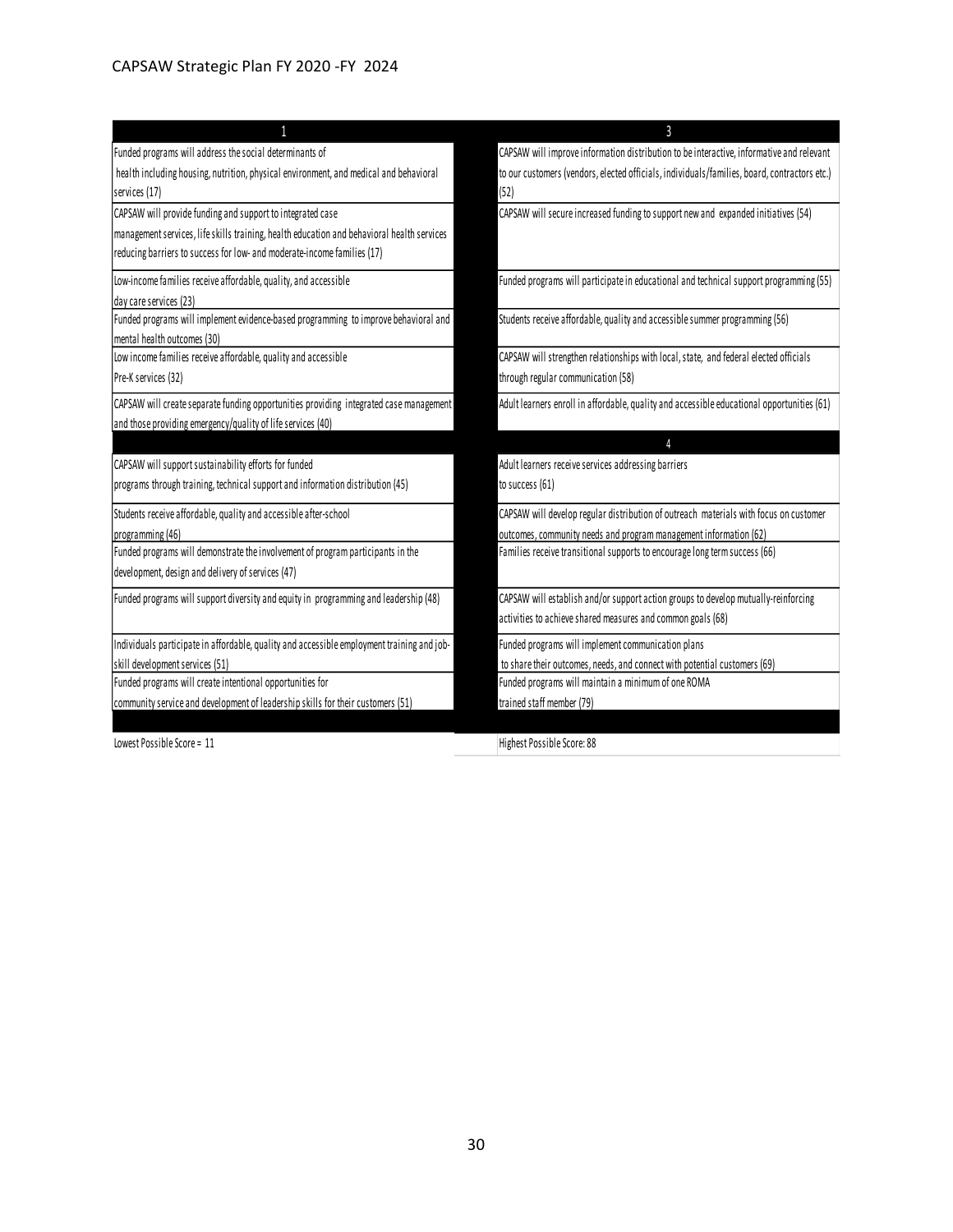| 1 | 3 |
| --- | --- |
| Funded programs will address the social determinants of health including housing, nutrition, physical environment, and medical and behavioral services (17) | CAPSAW will improve information distribution to be interactive, informative and relevant to our customers (vendors, elected officials, individuals/families, board, contractors etc.) (52) |
| CAPSAW will provide funding and support to integrated case management services, life skills training, health education and behavioral health services reducing barriers to success for low- and moderate-income families (17) | CAPSAW will secure increased funding to support new and expanded initiatives (54) |
| Low-income families receive affordable, quality, and accessible day care services (23) | Funded programs will participate in educational and technical support programming (55) |
| Funded programs will implement evidence-based programming to improve behavioral and mental health outcomes (30) | Students receive affordable, quality and accessible summer programming (56) |
| Low income families receive affordable, quality and accessible Pre-K services (32) | CAPSAW will strengthen relationships with local, state, and federal elected officials through regular communication (58) |
| CAPSAW will create separate funding opportunities providing integrated case management and those providing emergency/quality of life services (40) | Adult learners enroll in affordable, quality and accessible educational opportunities (61) |
| | 4 |
| CAPSAW will support sustainability efforts for funded programs through training, technical support and information distribution (45) | Adult learners receive services addressing barriers to success (61) |
| Students receive affordable, quality and accessible after-school programming (46) | CAPSAW will develop regular distribution of outreach materials with focus on customer outcomes, community needs and program management information (62) |
| Funded programs will demonstrate the involvement of program participants in the development, design and delivery of services (47) | Families receive transitional supports to encourage long term success (66) |
| Funded programs will support diversity and equity in programming and leadership (48) | CAPSAW will establish and/or support action groups to develop mutually-reinforcing activities to achieve shared measures and common goals (68) |
| Individuals participate in affordable, quality and accessible employment training and job-skill development services (51) | Funded programs will implement communication plans to share their outcomes, needs, and connect with potential customers (69) |
| Funded programs will create intentional opportunities for community service and development of leadership skills for their customers (51) | Funded programs will maintain a minimum of one ROMA trained staff member (79) |
| Lowest Possible Score = 11 | Highest Possible Score: 88 |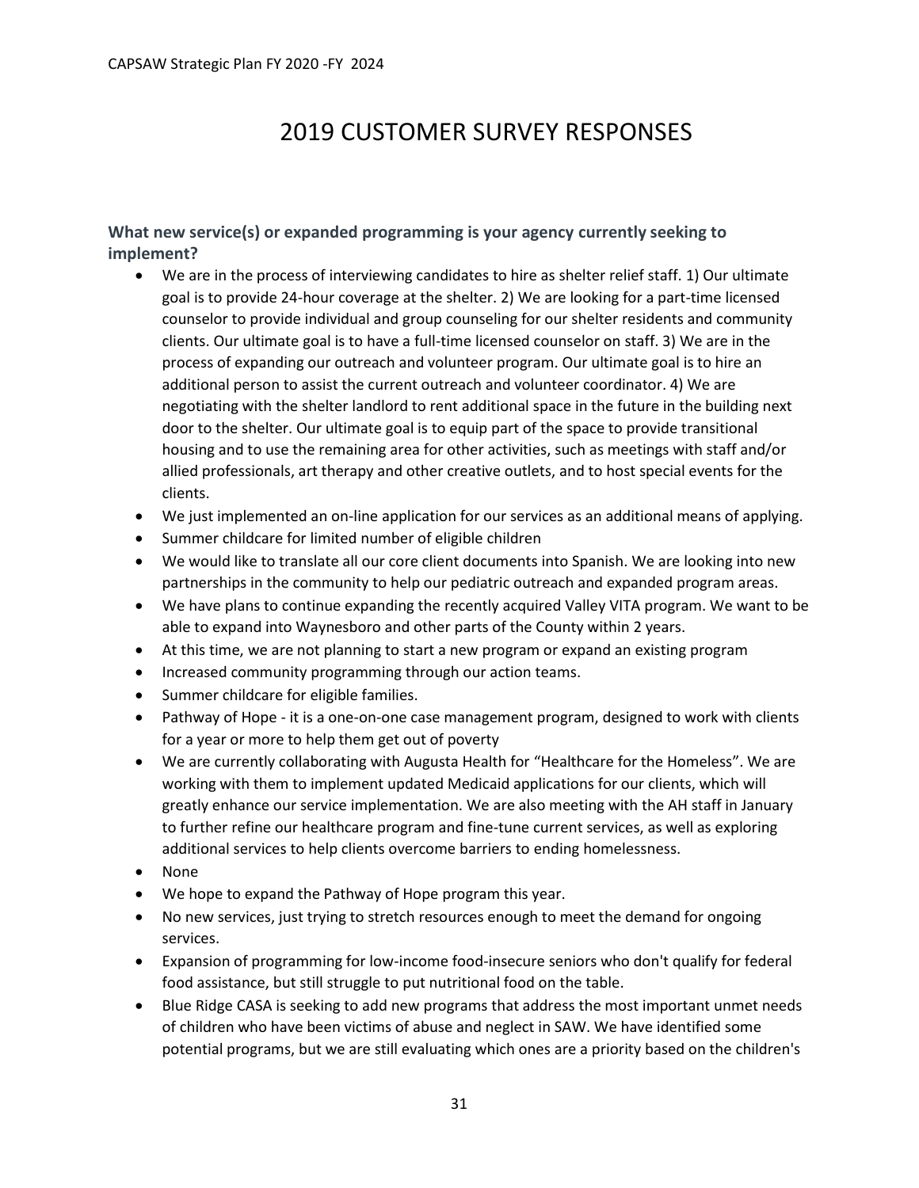# 2019 CUSTOMER SURVEY RESPONSES

### What new service(s) or expanded programming is your agency currently seeking to implement?

- We are in the process of interviewing candidates to hire as shelter relief staff. 1) Our ultimate goal is to provide 24-hour coverage at the shelter. 2) We are looking for a part-time licensed counselor to provide individual and group counseling for our shelter residents and community clients. Our ultimate goal is to have a full-time licensed counselor on staff. 3) We are in the process of expanding our outreach and volunteer program. Our ultimate goal is to hire an additional person to assist the current outreach and volunteer coordinator. 4) We are negotiating with the shelter landlord to rent additional space in the future in the building next door to the shelter. Our ultimate goal is to equip part of the space to provide transitional housing and to use the remaining area for other activities, such as meetings with staff and/or allied professionals, art therapy and other creative outlets, and to host special events for the clients.
- We just implemented an on-line application for our services as an additional means of applying.
- Summer childcare for limited number of eligible children
- We would like to translate all our core client documents into Spanish. We are looking into new partnerships in the community to help our pediatric outreach and expanded program areas.
- We have plans to continue expanding the recently acquired Valley VITA program. We want to be able to expand into Waynesboro and other parts of the County within 2 years.
- At this time, we are not planning to start a new program or expand an existing program
- Increased community programming through our action teams.
- Summer childcare for eligible families.
- Pathway of Hope - it is a one-on-one case management program, designed to work with clients for a year or more to help them get out of poverty
- We are currently collaborating with Augusta Health for "Healthcare for the Homeless". We are working with them to implement updated Medicaid applications for our clients, which will greatly enhance our service implementation. We are also meeting with the AH staff in January to further refine our healthcare program and fine-tune current services, as well as exploring additional services to help clients overcome barriers to ending homelessness.
- None
- We hope to expand the Pathway of Hope program this year.
- No new services, just trying to stretch resources enough to meet the demand for ongoing services.
- Expansion of programming for low-income food-insecure seniors who don't qualify for federal food assistance, but still struggle to put nutritional food on the table.
- Blue Ridge CASA is seeking to add new programs that address the most important unmet needs of children who have been victims of abuse and neglect in SAW. We have identified some potential programs, but we are still evaluating which ones are a priority based on the children's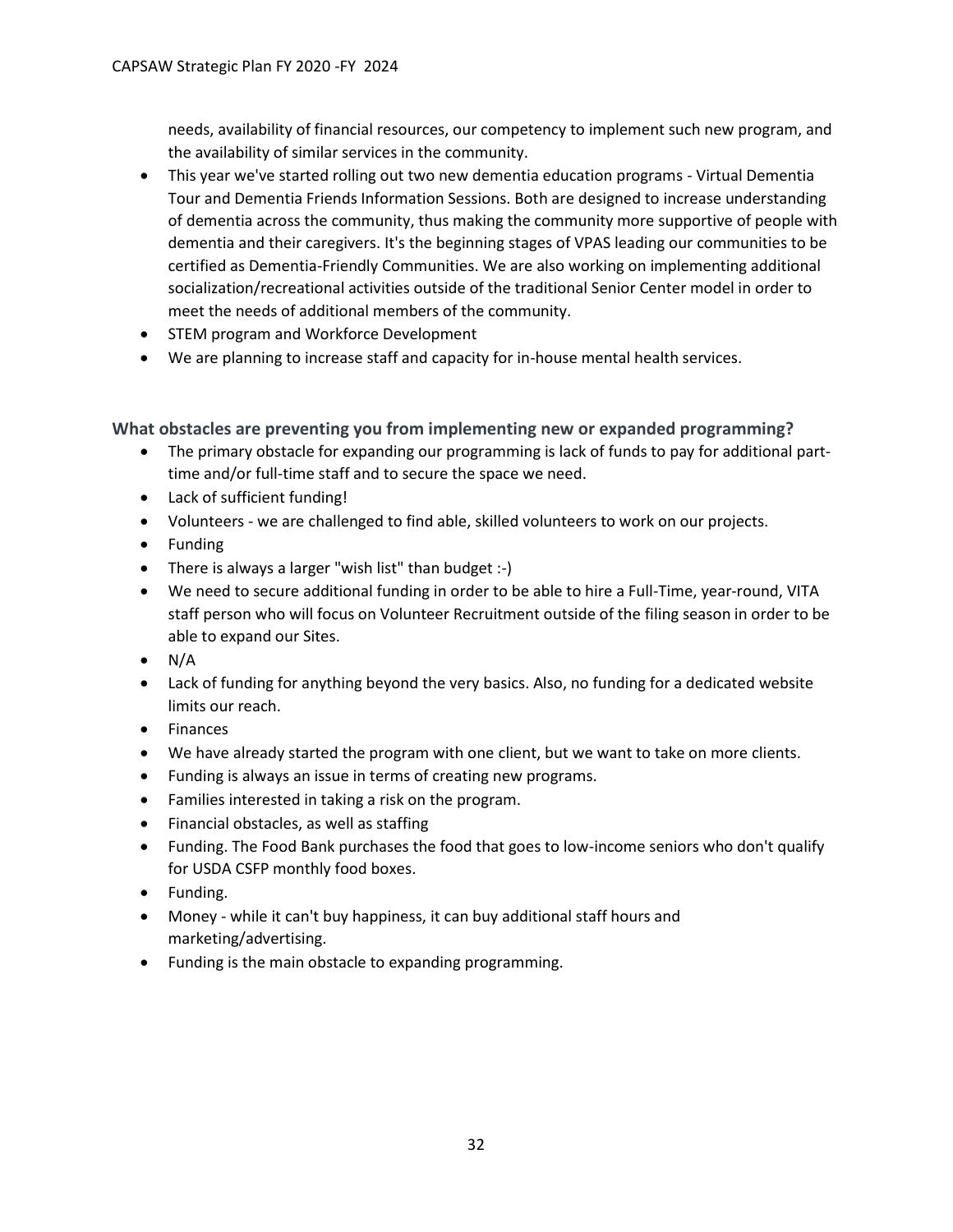needs, availability of financial resources, our competency to implement such new program, and the availability of similar services in the community.

- This year we've started rolling out two new dementia education programs - Virtual Dementia Tour and Dementia Friends Information Sessions. Both are designed to increase understanding of dementia across the community, thus making the community more supportive of people with dementia and their caregivers. It's the beginning stages of VPAS leading our communities to be certified as Dementia-Friendly Communities. We are also working on implementing additional socialization/recreational activities outside of the traditional Senior Center model in order to meet the needs of additional members of the community.
- STEM program and Workforce Development
- We are planning to increase staff and capacity for in-house mental health services.

### What obstacles are preventing you from implementing new or expanded programming?

- The primary obstacle for expanding our programming is lack of funds to pay for additional part-time and/or full-time staff and to secure the space we need.
- Lack of sufficient funding!
- Volunteers - we are challenged to find able, skilled volunteers to work on our projects.
- Funding
- There is always a larger "wish list" than budget :-)
- We need to secure additional funding in order to be able to hire a Full-Time, year-round, VITA staff person who will focus on Volunteer Recruitment outside of the filing season in order to be able to expand our Sites.
- N/A
- Lack of funding for anything beyond the very basics. Also, no funding for a dedicated website limits our reach.
- Finances
- We have already started the program with one client, but we want to take on more clients.
- Funding is always an issue in terms of creating new programs.
- Families interested in taking a risk on the program.
- Financial obstacles, as well as staffing
- Funding. The Food Bank purchases the food that goes to low-income seniors who don't qualify for USDA CSFP monthly food boxes.
- Funding.
- Money - while it can't buy happiness, it can buy additional staff hours and marketing/advertising.
- Funding is the main obstacle to expanding programming.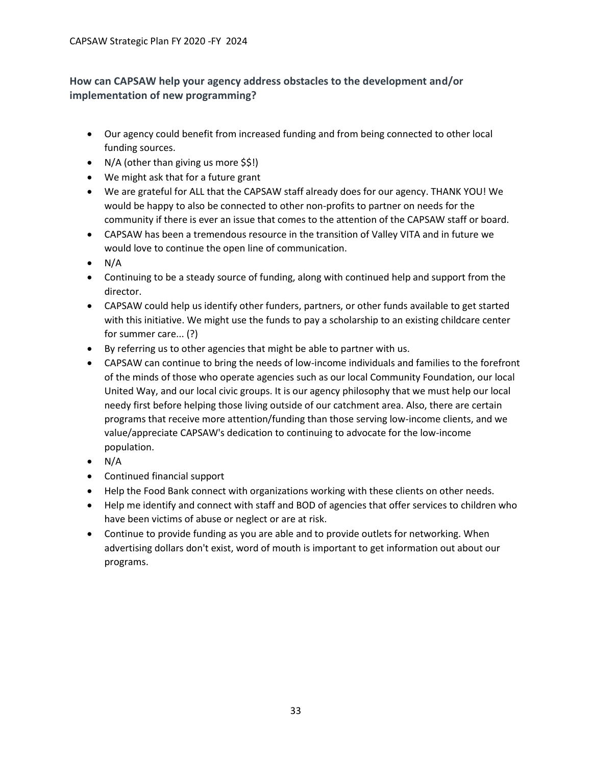### How can CAPSAW help your agency address obstacles to the development and/or implementation of new programming?

- Our agency could benefit from increased funding and from being connected to other local funding sources.
- N/A (other than giving us more $$!)
- We might ask that for a future grant
- We are grateful for ALL that the CAPSAW staff already does for our agency. THANK YOU! We would be happy to also be connected to other non-profits to partner on needs for the community if there is ever an issue that comes to the attention of the CAPSAW staff or board.
- CAPSAW has been a tremendous resource in the transition of Valley VITA and in future we would love to continue the open line of communication.
- N/A
- Continuing to be a steady source of funding, along with continued help and support from the director.
- CAPSAW could help us identify other funders, partners, or other funds available to get started with this initiative. We might use the funds to pay a scholarship to an existing childcare center for summer care... (?)
- By referring us to other agencies that might be able to partner with us.
- CAPSAW can continue to bring the needs of low-income individuals and families to the forefront of the minds of those who operate agencies such as our local Community Foundation, our local United Way, and our local civic groups. It is our agency philosophy that we must help our local needy first before helping those living outside of our catchment area. Also, there are certain programs that receive more attention/funding than those serving low-income clients, and we value/appreciate CAPSAW's dedication to continuing to advocate for the low-income population.
- N/A
- Continued financial support
- Help the Food Bank connect with organizations working with these clients on other needs.
- Help me identify and connect with staff and BOD of agencies that offer services to children who have been victims of abuse or neglect or are at risk.
- Continue to provide funding as you are able and to provide outlets for networking. When advertising dollars don't exist, word of mouth is important to get information out about our programs.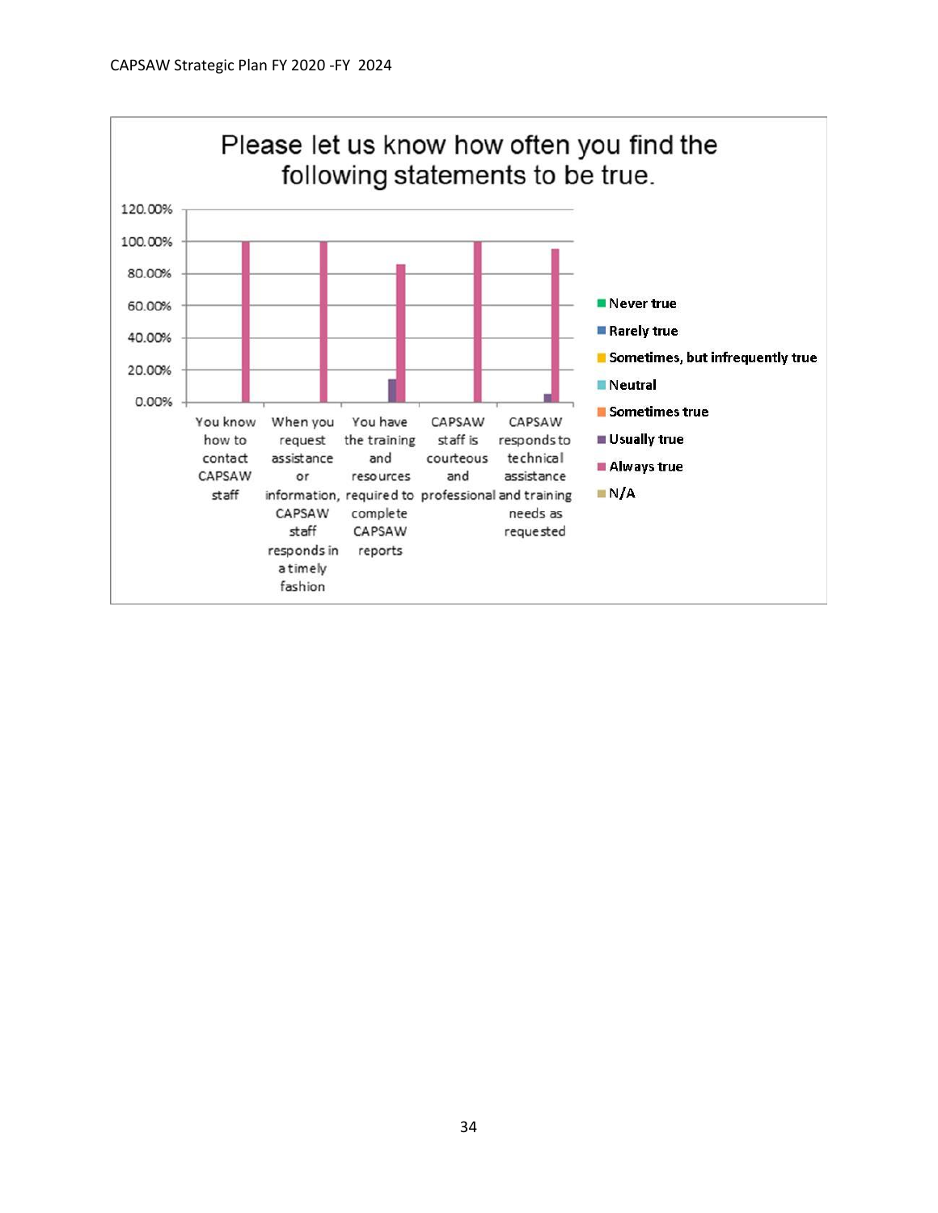Please let us know how often you find the following statements to be true.

120.00%
100.00%
80.00%
60.00%
40.00%
20.00%
0.00%

You know how to contact CAPSAW staff

When you request assistance or information, CAPSAW staff responds in a timely fashion

You have the training and resources required to complete CAPSAW reports

CAPSAW staff is courteous and professional

CAPSAW responds to technical assistance and training needs as requested

Never true
Rarely true
Sometimes, but infrequently true
Neutral
Sometimes true
Usually true
Always true
N/A